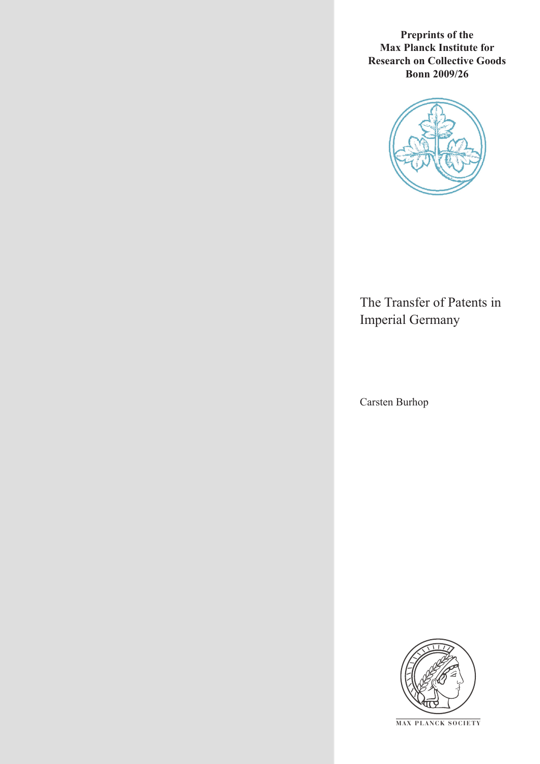**Preprints of the Max Planck Institute for Research on Collective Goods Bonn 2009/26**

# The Transfer of Patents in Imperial Germany

Carsten Burhop

MAX PLANCK SOCIETY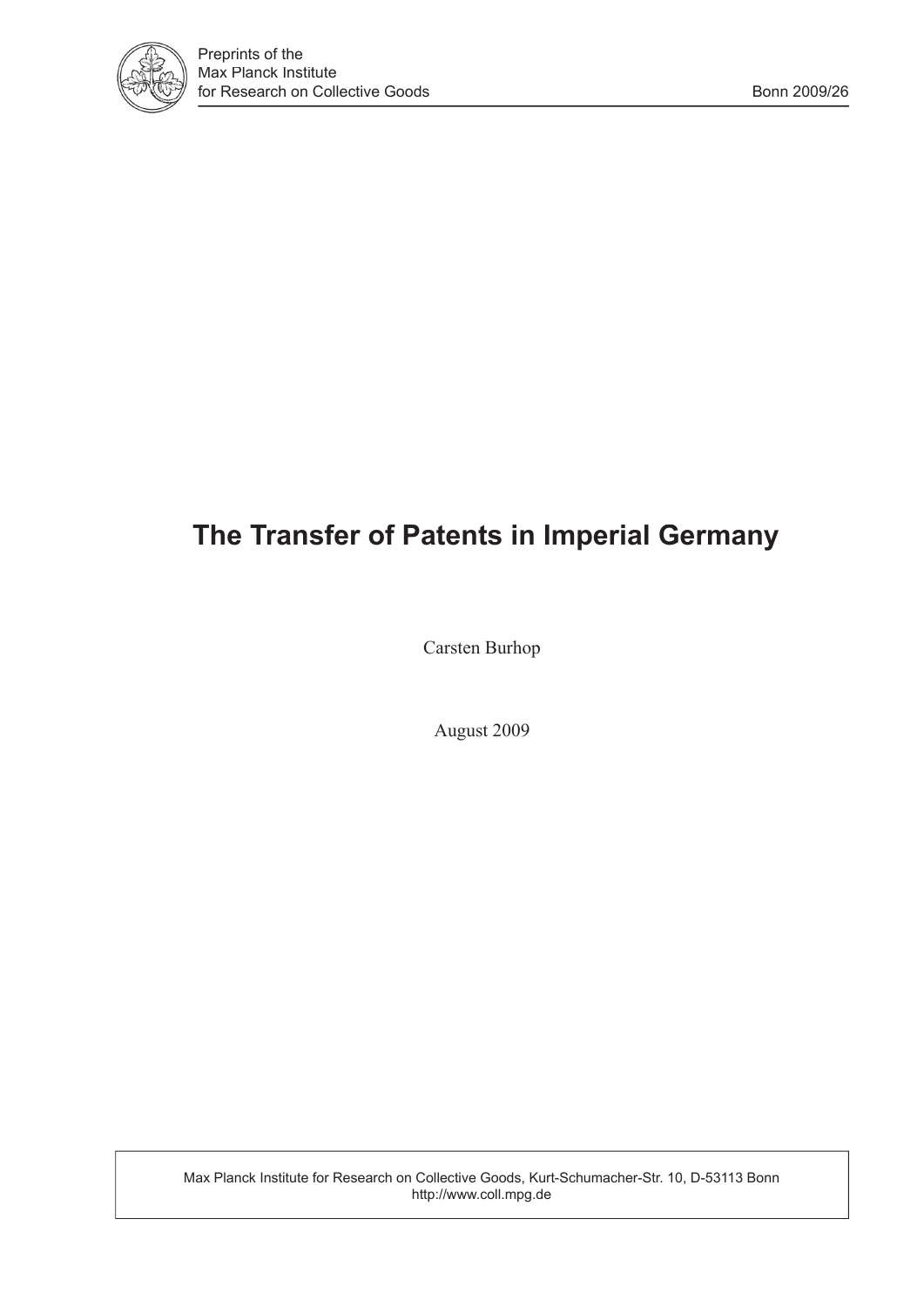Preprints of the
Max Planck Institute
for Research on Collective Goods

Bonn 2009/26

# The Transfer of Patents in Imperial Germany

Carsten Burhop

August 2009

Max Planck Institute for Research on Collective Goods, Kurt-Schumacher-Str. 10, D-53113 Bonn
http://www.coll.mpg.de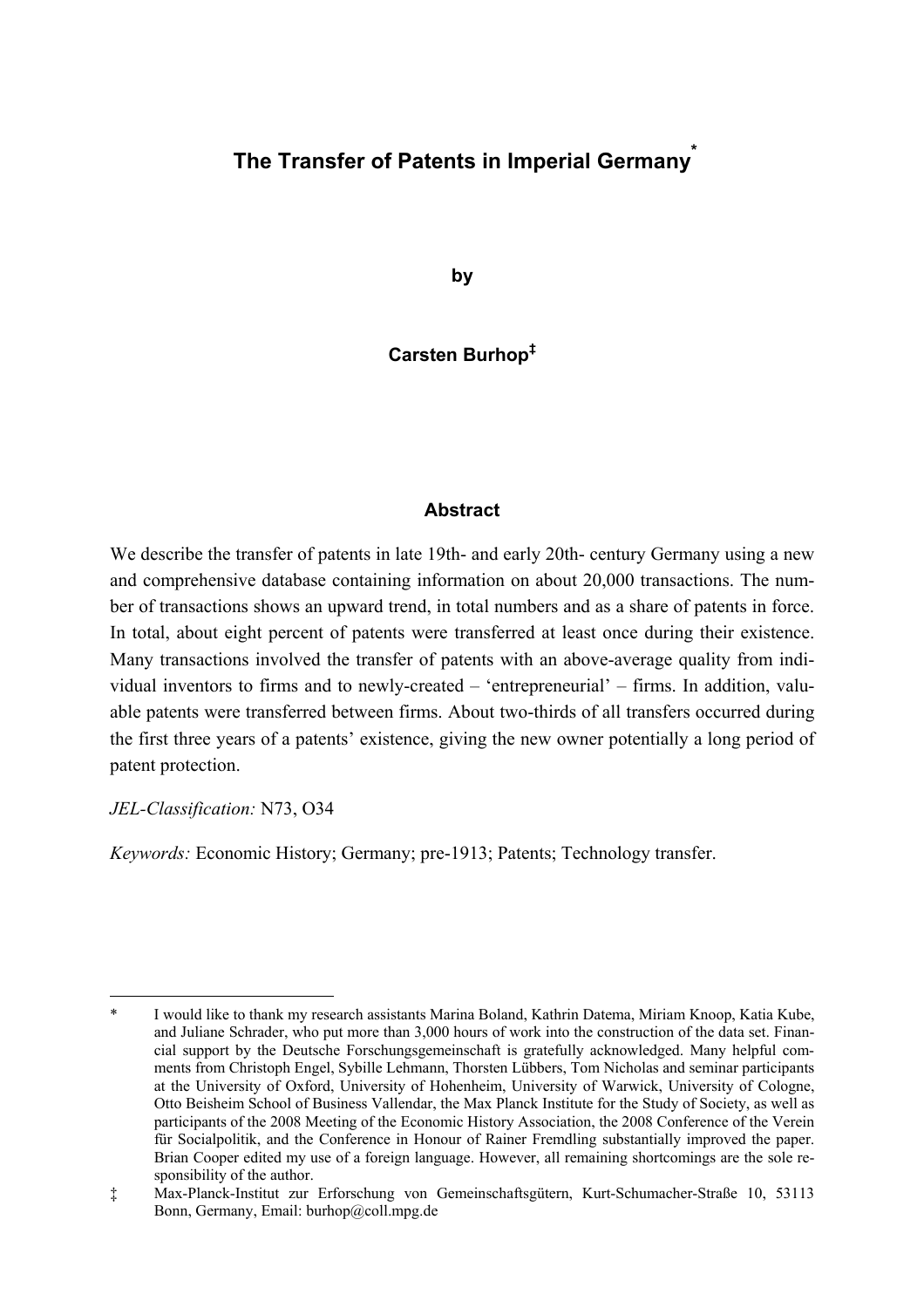# The Transfer of Patents in Imperial Germany*

**by**

**Carsten Burhop‡**

### Abstract

We describe the transfer of patents in late 19th- and early 20th- century Germany using a new and comprehensive database containing information on about 20,000 transactions. The number of transactions shows an upward trend, in total numbers and as a share of patents in force. In total, about eight percent of patents were transferred at least once during their existence. Many transactions involved the transfer of patents with an above-average quality from individual inventors to firms and to newly-created – 'entrepreneurial' – firms. In addition, valuable patents were transferred between firms. About two-thirds of all transfers occurred during the first three years of a patents' existence, giving the new owner potentially a long period of patent protection.

*JEL-Classification:* N73, O34

*Keywords:* Economic History; Germany; pre-1913; Patents; Technology transfer.

---

\* I would like to thank my research assistants Marina Boland, Kathrin Datema, Miriam Knoop, Katia Kube, and Juliane Schrader, who put more than 3,000 hours of work into the construction of the data set. Financial support by the Deutsche Forschungsgemeinschaft is gratefully acknowledged. Many helpful comments from Christoph Engel, Sybille Lehmann, Thorsten Lübbers, Tom Nicholas and seminar participants at the University of Oxford, University of Hohenheim, University of Warwick, University of Cologne, Otto Beisheim School of Business Vallendar, the Max Planck Institute for the Study of Society, as well as participants of the 2008 Meeting of the Economic History Association, the 2008 Conference of the Verein für Socialpolitik, and the Conference in Honour of Rainer Fremdling substantially improved the paper. Brian Cooper edited my use of a foreign language. However, all remaining shortcomings are the sole responsibility of the author.

‡ Max-Planck-Institut zur Erforschung von Gemeinschaftsgütern, Kurt-Schumacher-Straße 10, 53113 Bonn, Germany, Email: burhop@coll.mpg.de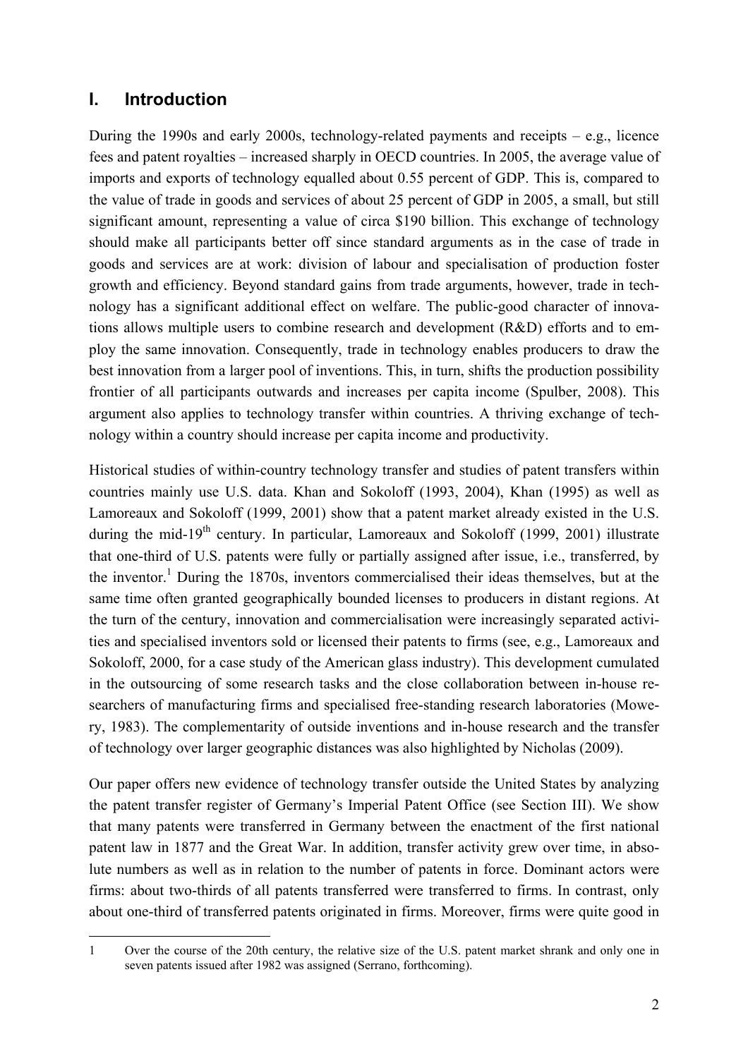## I. Introduction

During the 1990s and early 2000s, technology-related payments and receipts – e.g., licence fees and patent royalties – increased sharply in OECD countries. In 2005, the average value of imports and exports of technology equalled about 0.55 percent of GDP. This is, compared to the value of trade in goods and services of about 25 percent of GDP in 2005, a small, but still significant amount, representing a value of circa $190 billion. This exchange of technology should make all participants better off since standard arguments as in the case of trade in goods and services are at work: division of labour and specialisation of production foster growth and efficiency. Beyond standard gains from trade arguments, however, trade in technology has a significant additional effect on welfare. The public-good character of innovations allows multiple users to combine research and development (R&D) efforts and to employ the same innovation. Consequently, trade in technology enables producers to draw the best innovation from a larger pool of inventions. This, in turn, shifts the production possibility frontier of all participants outwards and increases per capita income (Spulber, 2008). This argument also applies to technology transfer within countries. A thriving exchange of technology within a country should increase per capita income and productivity.

Historical studies of within-country technology transfer and studies of patent transfers within countries mainly use U.S. data. Khan and Sokoloff (1993, 2004), Khan (1995) as well as Lamoreaux and Sokoloff (1999, 2001) show that a patent market already existed in the U.S. during the mid-19th century. In particular, Lamoreaux and Sokoloff (1999, 2001) illustrate that one-third of U.S. patents were fully or partially assigned after issue, i.e., transferred, by the inventor.[1] During the 1870s, inventors commercialised their ideas themselves, but at the same time often granted geographically bounded licenses to producers in distant regions. At the turn of the century, innovation and commercialisation were increasingly separated activities and specialised inventors sold or licensed their patents to firms (see, e.g., Lamoreaux and Sokoloff, 2000, for a case study of the American glass industry). This development cumulated in the outsourcing of some research tasks and the close collaboration between in-house researchers of manufacturing firms and specialised free-standing research laboratories (Mowery, 1983). The complementarity of outside inventions and in-house research and the transfer of technology over larger geographic distances was also highlighted by Nicholas (2009).

Our paper offers new evidence of technology transfer outside the United States by analyzing the patent transfer register of Germany's Imperial Patent Office (see Section III). We show that many patents were transferred in Germany between the enactment of the first national patent law in 1877 and the Great War. In addition, transfer activity grew over time, in absolute numbers as well as in relation to the number of patents in force. Dominant actors were firms: about two-thirds of all patents transferred were transferred to firms. In contrast, only about one-third of transferred patents originated in firms. Moreover, firms were quite good in

1 Over the course of the 20th century, the relative size of the U.S. patent market shrank and only one in seven patents issued after 1982 was assigned (Serrano, forthcoming).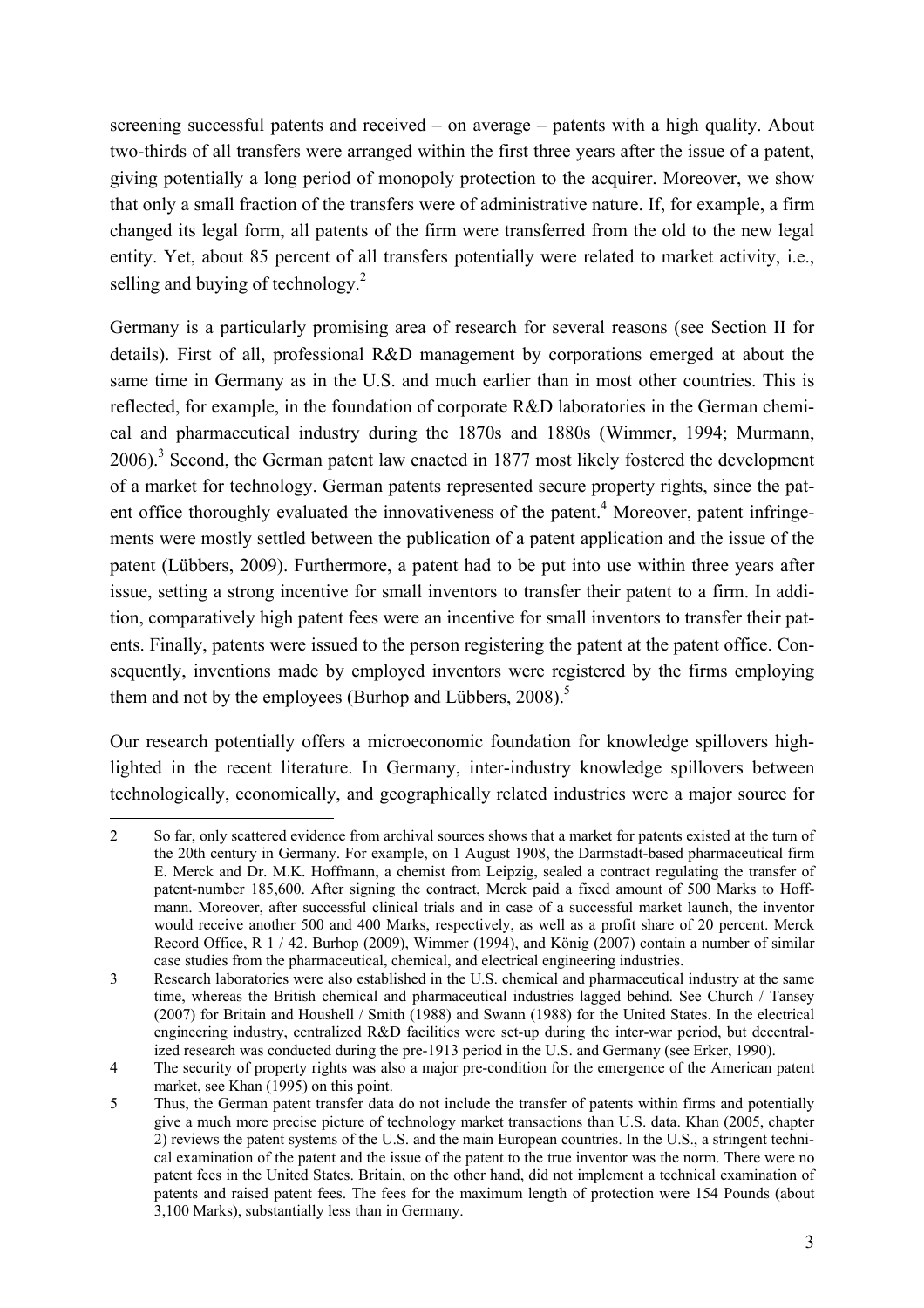screening successful patents and received – on average – patents with a high quality. About two-thirds of all transfers were arranged within the first three years after the issue of a patent, giving potentially a long period of monopoly protection to the acquirer. Moreover, we show that only a small fraction of the transfers were of administrative nature. If, for example, a firm changed its legal form, all patents of the firm were transferred from the old to the new legal entity. Yet, about 85 percent of all transfers potentially were related to market activity, i.e., selling and buying of technology.[2]

Germany is a particularly promising area of research for several reasons (see Section II for details). First of all, professional R&D management by corporations emerged at about the same time in Germany as in the U.S. and much earlier than in most other countries. This is reflected, for example, in the foundation of corporate R&D laboratories in the German chemical and pharmaceutical industry during the 1870s and 1880s (Wimmer, 1994; Murmann, 2006).[3] Second, the German patent law enacted in 1877 most likely fostered the development of a market for technology. German patents represented secure property rights, since the patent office thoroughly evaluated the innovativeness of the patent.[4] Moreover, patent infringements were mostly settled between the publication of a patent application and the issue of the patent (Lübbers, 2009). Furthermore, a patent had to be put into use within three years after issue, setting a strong incentive for small inventors to transfer their patent to a firm. In addition, comparatively high patent fees were an incentive for small inventors to transfer their patents. Finally, patents were issued to the person registering the patent at the patent office. Consequently, inventions made by employed inventors were registered by the firms employing them and not by the employees (Burhop and Lübbers, 2008).[5]

Our research potentially offers a microeconomic foundation for knowledge spillovers highlighted in the recent literature. In Germany, inter-industry knowledge spillovers between technologically, economically, and geographically related industries were a major source for

---

2 So far, only scattered evidence from archival sources shows that a market for patents existed at the turn of the 20th century in Germany. For example, on 1 August 1908, the Darmstadt-based pharmaceutical firm E. Merck and Dr. M.K. Hoffmann, a chemist from Leipzig, sealed a contract regulating the transfer of patent-number 185,600. After signing the contract, Merck paid a fixed amount of 500 Marks to Hoffmann. Moreover, after successful clinical trials and in case of a successful market launch, the inventor would receive another 500 and 400 Marks, respectively, as well as a profit share of 20 percent. Merck Record Office, R 1 / 42. Burhop (2009), Wimmer (1994), and König (2007) contain a number of similar case studies from the pharmaceutical, chemical, and electrical engineering industries.

3 Research laboratories were also established in the U.S. chemical and pharmaceutical industry at the same time, whereas the British chemical and pharmaceutical industries lagged behind. See Church / Tansey (2007) for Britain and Houshell / Smith (1988) and Swann (1988) for the United States. In the electrical engineering industry, centralized R&D facilities were set-up during the inter-war period, but decentralized research was conducted during the pre-1913 period in the U.S. and Germany (see Erker, 1990).

4 The security of property rights was also a major pre-condition for the emergence of the American patent market, see Khan (1995) on this point.

5 Thus, the German patent transfer data do not include the transfer of patents within firms and potentially give a much more precise picture of technology market transactions than U.S. data. Khan (2005, chapter 2) reviews the patent systems of the U.S. and the main European countries. In the U.S., a stringent technical examination of the patent and the issue of the patent to the true inventor was the norm. There were no patent fees in the United States. Britain, on the other hand, did not implement a technical examination of patents and raised patent fees. The fees for the maximum length of protection were 154 Pounds (about 3,100 Marks), substantially less than in Germany.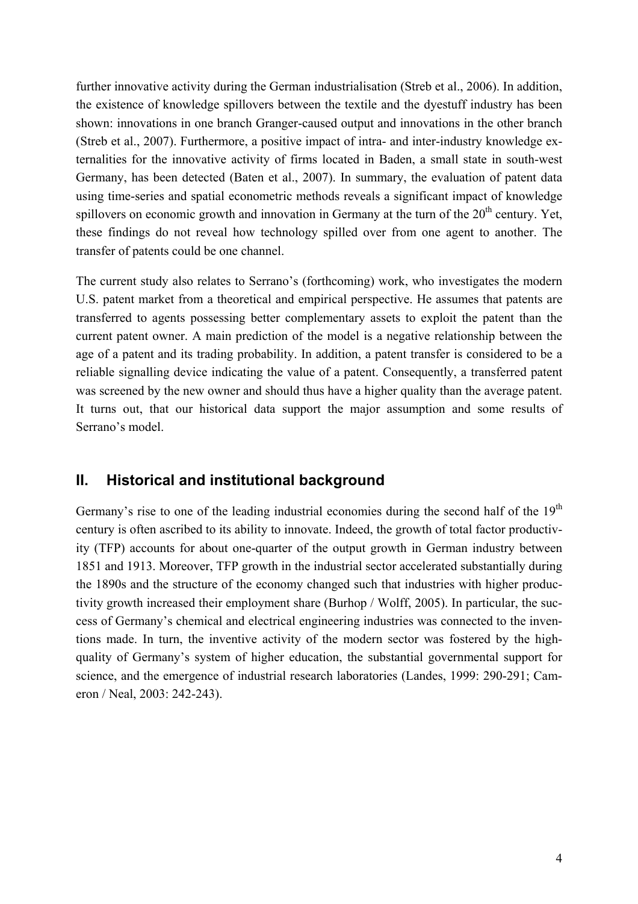further innovative activity during the German industrialisation (Streb et al., 2006). In addition, the existence of knowledge spillovers between the textile and the dyestuff industry has been shown: innovations in one branch Granger-caused output and innovations in the other branch (Streb et al., 2007). Furthermore, a positive impact of intra- and inter-industry knowledge externalities for the innovative activity of firms located in Baden, a small state in south-west Germany, has been detected (Baten et al., 2007). In summary, the evaluation of patent data using time-series and spatial econometric methods reveals a significant impact of knowledge spillovers on economic growth and innovation in Germany at the turn of the 20th century. Yet, these findings do not reveal how technology spilled over from one agent to another. The transfer of patents could be one channel.

The current study also relates to Serrano's (forthcoming) work, who investigates the modern U.S. patent market from a theoretical and empirical perspective. He assumes that patents are transferred to agents possessing better complementary assets to exploit the patent than the current patent owner. A main prediction of the model is a negative relationship between the age of a patent and its trading probability. In addition, a patent transfer is considered to be a reliable signalling device indicating the value of a patent. Consequently, a transferred patent was screened by the new owner and should thus have a higher quality than the average patent. It turns out, that our historical data support the major assumption and some results of Serrano's model.

## II. Historical and institutional background

Germany's rise to one of the leading industrial economies during the second half of the 19th century is often ascribed to its ability to innovate. Indeed, the growth of total factor productivity (TFP) accounts for about one-quarter of the output growth in German industry between 1851 and 1913. Moreover, TFP growth in the industrial sector accelerated substantially during the 1890s and the structure of the economy changed such that industries with higher productivity growth increased their employment share (Burhop / Wolff, 2005). In particular, the success of Germany's chemical and electrical engineering industries was connected to the inventions made. In turn, the inventive activity of the modern sector was fostered by the high-quality of Germany's system of higher education, the substantial governmental support for science, and the emergence of industrial research laboratories (Landes, 1999: 290-291; Cameron / Neal, 2003: 242-243).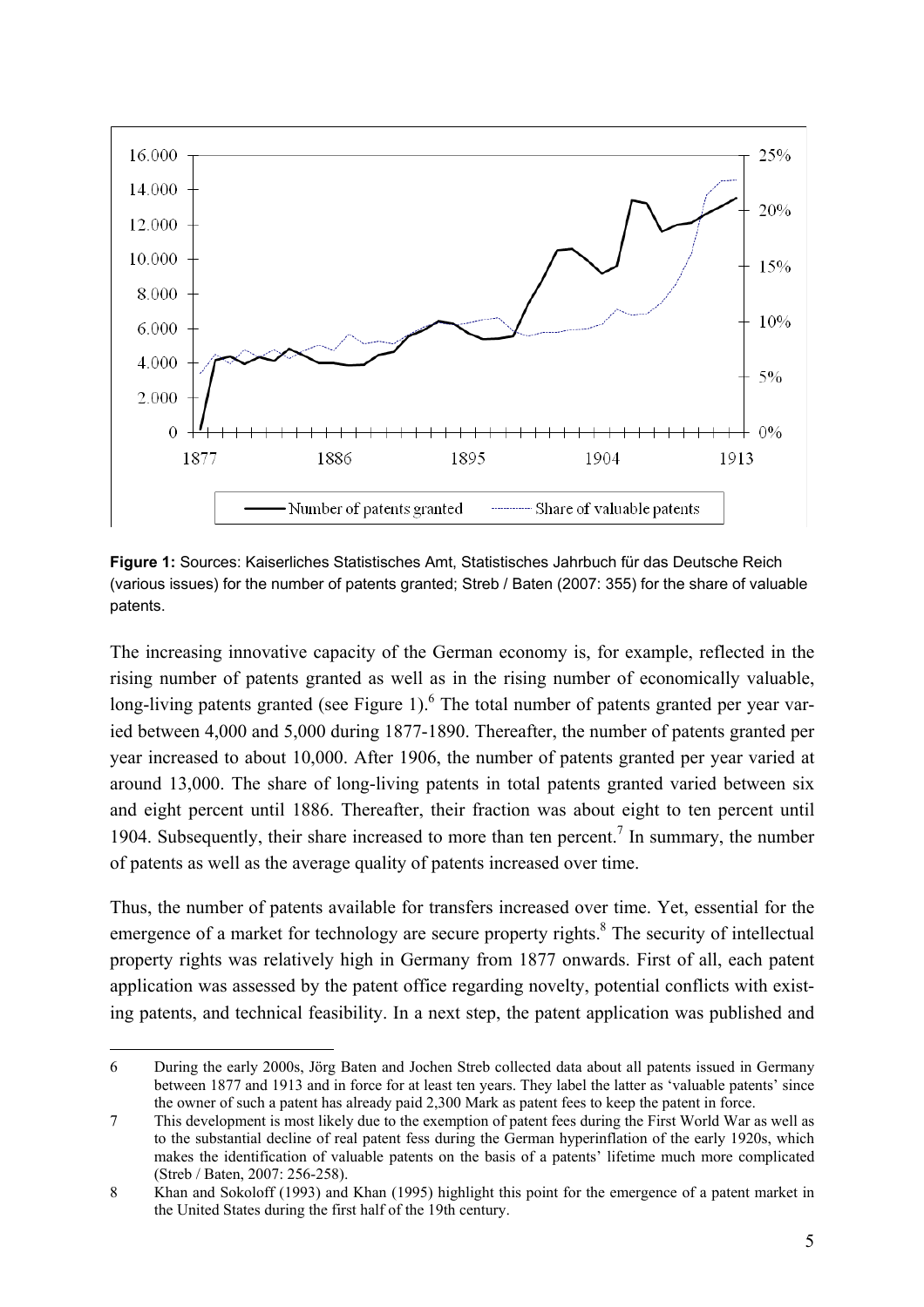**Figure 1:** Sources: Kaiserliches Statistisches Amt, Statistisches Jahrbuch für das Deutsche Reich (various issues) for the number of patents granted; Streb / Baten (2007: 355) for the share of valuable patents.

The increasing innovative capacity of the German economy is, for example, reflected in the rising number of patents granted as well as in the rising number of economically valuable, long-living patents granted (see Figure 1).[6] The total number of patents granted per year varied between 4,000 and 5,000 during 1877-1890. Thereafter, the number of patents granted per year increased to about 10,000. After 1906, the number of patents granted per year varied at around 13,000. The share of long-living patents in total patents granted varied between six and eight percent until 1886. Thereafter, their fraction was about eight to ten percent until 1904. Subsequently, their share increased to more than ten percent.[7] In summary, the number of patents as well as the average quality of patents increased over time.

Thus, the number of patents available for transfers increased over time. Yet, essential for the emergence of a market for technology are secure property rights.[8] The security of intellectual property rights was relatively high in Germany from 1877 onwards. First of all, each patent application was assessed by the patent office regarding novelty, potential conflicts with existing patents, and technical feasibility. In a next step, the patent application was published and

---

6 During the early 2000s, Jörg Baten and Jochen Streb collected data about all patents issued in Germany between 1877 and 1913 and in force for at least ten years. They label the latter as 'valuable patents' since the owner of such a patent has already paid 2,300 Mark as patent fees to keep the patent in force.

7 This development is most likely due to the exemption of patent fees during the First World War as well as to the substantial decline of real patent fess during the German hyperinflation of the early 1920s, which makes the identification of valuable patents on the basis of a patents' lifetime much more complicated (Streb / Baten, 2007: 256-258).

8 Khan and Sokoloff (1993) and Khan (1995) highlight this point for the emergence of a patent market in the United States during the first half of the 19th century.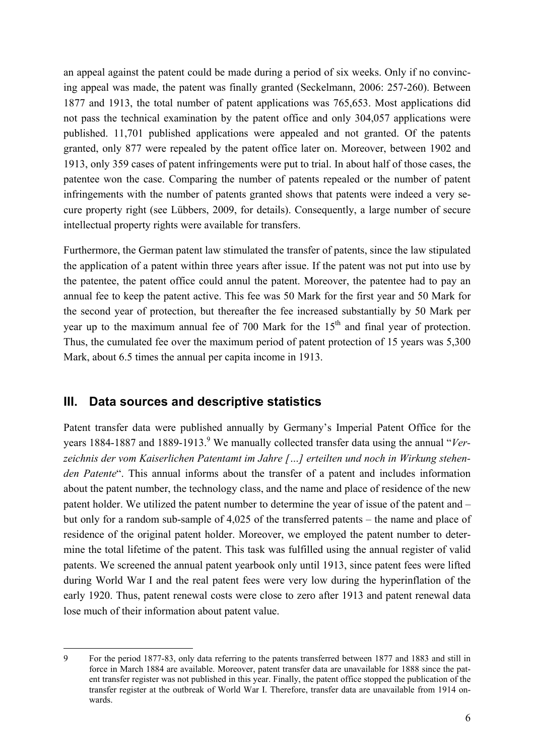an appeal against the patent could be made during a period of six weeks. Only if no convincing appeal was made, the patent was finally granted (Seckelmann, 2006: 257-260). Between 1877 and 1913, the total number of patent applications was 765,653. Most applications did not pass the technical examination by the patent office and only 304,057 applications were published. 11,701 published applications were appealed and not granted. Of the patents granted, only 877 were repealed by the patent office later on. Moreover, between 1902 and 1913, only 359 cases of patent infringements were put to trial. In about half of those cases, the patentee won the case. Comparing the number of patents repealed or the number of patent infringements with the number of patents granted shows that patents were indeed a very secure property right (see Lübbers, 2009, for details). Consequently, a large number of secure intellectual property rights were available for transfers.

Furthermore, the German patent law stimulated the transfer of patents, since the law stipulated the application of a patent within three years after issue. If the patent was not put into use by the patentee, the patent office could annul the patent. Moreover, the patentee had to pay an annual fee to keep the patent active. This fee was 50 Mark for the first year and 50 Mark for the second year of protection, but thereafter the fee increased substantially by 50 Mark per year up to the maximum annual fee of 700 Mark for the 15th and final year of protection. Thus, the cumulated fee over the maximum period of patent protection of 15 years was 5,300 Mark, about 6.5 times the annual per capita income in 1913.

## III. Data sources and descriptive statistics

Patent transfer data were published annually by Germany's Imperial Patent Office for the years 1884-1887 and 1889-1913.[9] We manually collected transfer data using the annual "*Verzeichnis der vom Kaiserlichen Patentamt im Jahre […] erteilten und noch in Wirkung stehenden Patente*". This annual informs about the transfer of a patent and includes information about the patent number, the technology class, and the name and place of residence of the new patent holder. We utilized the patent number to determine the year of issue of the patent and – but only for a random sub-sample of 4,025 of the transferred patents – the name and place of residence of the original patent holder. Moreover, we employed the patent number to determine the total lifetime of the patent. This task was fulfilled using the annual register of valid patents. We screened the annual patent yearbook only until 1913, since patent fees were lifted during World War I and the real patent fees were very low during the hyperinflation of the early 1920. Thus, patent renewal costs were close to zero after 1913 and patent renewal data lose much of their information about patent value.

---

9 For the period 1877-83, only data referring to the patents transferred between 1877 and 1883 and still in force in March 1884 are available. Moreover, patent transfer data are unavailable for 1888 since the patent transfer register was not published in this year. Finally, the patent office stopped the publication of the transfer register at the outbreak of World War I. Therefore, transfer data are unavailable from 1914 onwards.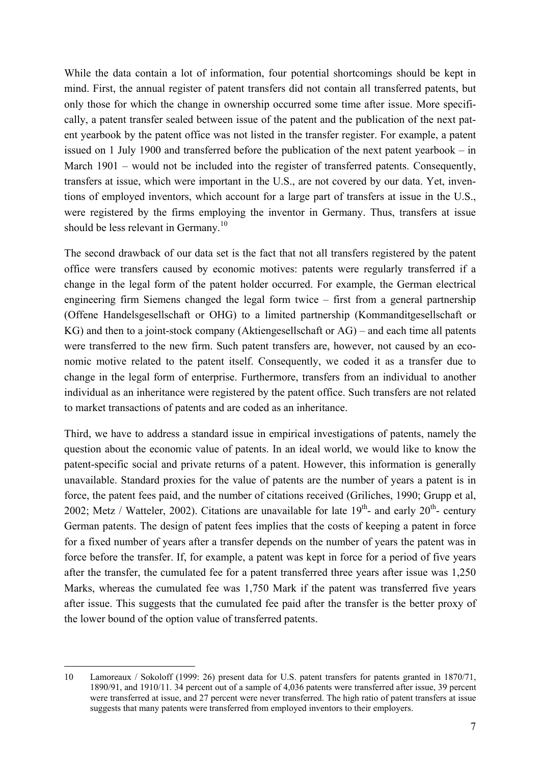While the data contain a lot of information, four potential shortcomings should be kept in mind. First, the annual register of patent transfers did not contain all transferred patents, but only those for which the change in ownership occurred some time after issue. More specifically, a patent transfer sealed between issue of the patent and the publication of the next patent yearbook by the patent office was not listed in the transfer register. For example, a patent issued on 1 July 1900 and transferred before the publication of the next patent yearbook – in March 1901 – would not be included into the register of transferred patents. Consequently, transfers at issue, which were important in the U.S., are not covered by our data. Yet, inventions of employed inventors, which account for a large part of transfers at issue in the U.S., were registered by the firms employing the inventor in Germany. Thus, transfers at issue should be less relevant in Germany.[10]

The second drawback of our data set is the fact that not all transfers registered by the patent office were transfers caused by economic motives: patents were regularly transferred if a change in the legal form of the patent holder occurred. For example, the German electrical engineering firm Siemens changed the legal form twice – first from a general partnership (Offene Handelsgesellschaft or OHG) to a limited partnership (Kommanditgesellschaft or KG) and then to a joint-stock company (Aktiengesellschaft or AG) – and each time all patents were transferred to the new firm. Such patent transfers are, however, not caused by an economic motive related to the patent itself. Consequently, we coded it as a transfer due to change in the legal form of enterprise. Furthermore, transfers from an individual to another individual as an inheritance were registered by the patent office. Such transfers are not related to market transactions of patents and are coded as an inheritance.

Third, we have to address a standard issue in empirical investigations of patents, namely the question about the economic value of patents. In an ideal world, we would like to know the patent-specific social and private returns of a patent. However, this information is generally unavailable. Standard proxies for the value of patents are the number of years a patent is in force, the patent fees paid, and the number of citations received (Griliches, 1990; Grupp et al, 2002; Metz / Watteler, 2002). Citations are unavailable for late 19th- and early 20th- century German patents. The design of patent fees implies that the costs of keeping a patent in force for a fixed number of years after a transfer depends on the number of years the patent was in force before the transfer. If, for example, a patent was kept in force for a period of five years after the transfer, the cumulated fee for a patent transferred three years after issue was 1,250 Marks, whereas the cumulated fee was 1,750 Mark if the patent was transferred five years after issue. This suggests that the cumulated fee paid after the transfer is the better proxy of the lower bound of the option value of transferred patents.

---

10 Lamoreaux / Sokoloff (1999: 26) present data for U.S. patent transfers for patents granted in 1870/71, 1890/91, and 1910/11. 34 percent out of a sample of 4,036 patents were transferred after issue, 39 percent were transferred at issue, and 27 percent were never transferred. The high ratio of patent transfers at issue suggests that many patents were transferred from employed inventors to their employers.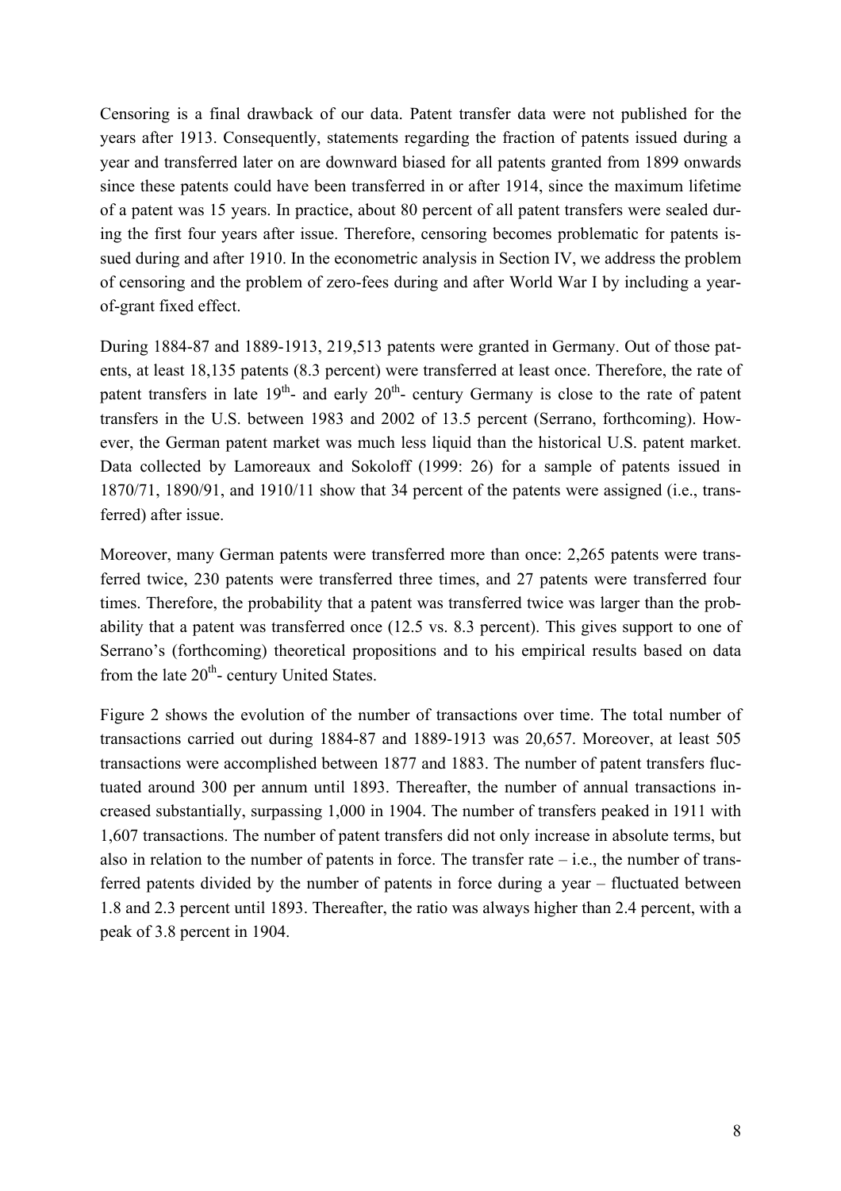Censoring is a final drawback of our data. Patent transfer data were not published for the years after 1913. Consequently, statements regarding the fraction of patents issued during a year and transferred later on are downward biased for all patents granted from 1899 onwards since these patents could have been transferred in or after 1914, since the maximum lifetime of a patent was 15 years. In practice, about 80 percent of all patent transfers were sealed during the first four years after issue. Therefore, censoring becomes problematic for patents issued during and after 1910. In the econometric analysis in Section IV, we address the problem of censoring and the problem of zero-fees during and after World War I by including a year-of-grant fixed effect.

During 1884-87 and 1889-1913, 219,513 patents were granted in Germany. Out of those patents, at least 18,135 patents (8.3 percent) were transferred at least once. Therefore, the rate of patent transfers in late 19th- and early 20th- century Germany is close to the rate of patent transfers in the U.S. between 1983 and 2002 of 13.5 percent (Serrano, forthcoming). However, the German patent market was much less liquid than the historical U.S. patent market. Data collected by Lamoreaux and Sokoloff (1999: 26) for a sample of patents issued in 1870/71, 1890/91, and 1910/11 show that 34 percent of the patents were assigned (i.e., transferred) after issue.

Moreover, many German patents were transferred more than once: 2,265 patents were transferred twice, 230 patents were transferred three times, and 27 patents were transferred four times. Therefore, the probability that a patent was transferred twice was larger than the probability that a patent was transferred once (12.5 vs. 8.3 percent). This gives support to one of Serrano's (forthcoming) theoretical propositions and to his empirical results based on data from the late 20th- century United States.

Figure 2 shows the evolution of the number of transactions over time. The total number of transactions carried out during 1884-87 and 1889-1913 was 20,657. Moreover, at least 505 transactions were accomplished between 1877 and 1883. The number of patent transfers fluctuated around 300 per annum until 1893. Thereafter, the number of annual transactions increased substantially, surpassing 1,000 in 1904. The number of transfers peaked in 1911 with 1,607 transactions. The number of patent transfers did not only increase in absolute terms, but also in relation to the number of patents in force. The transfer rate – i.e., the number of transferred patents divided by the number of patents in force during a year – fluctuated between 1.8 and 2.3 percent until 1893. Thereafter, the ratio was always higher than 2.4 percent, with a peak of 3.8 percent in 1904.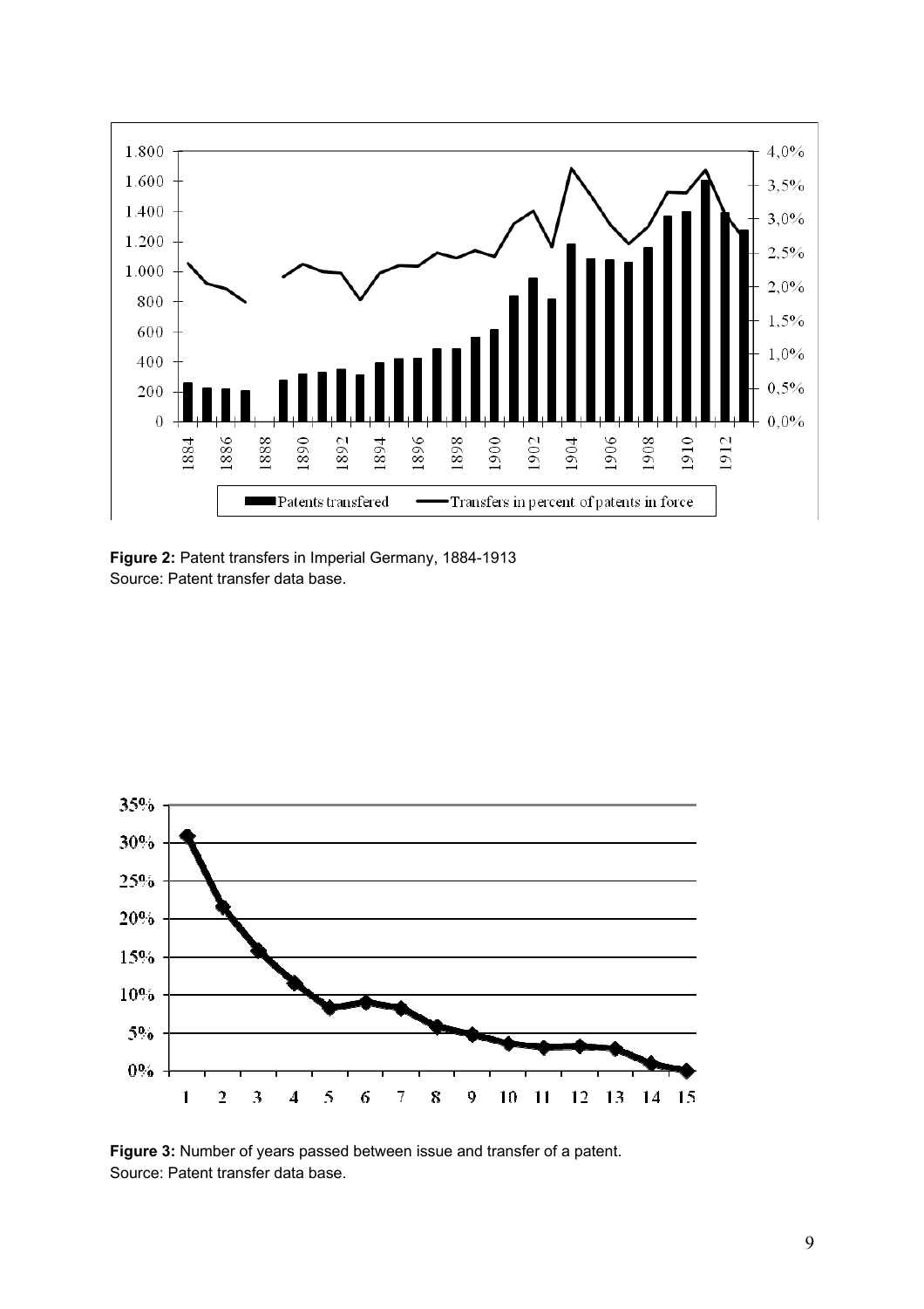**Figure 2:** Patent transfers in Imperial Germany, 1884-1913
Source: Patent transfer data base.

**Figure 3:** Number of years passed between issue and transfer of a patent.
Source: Patent transfer data base.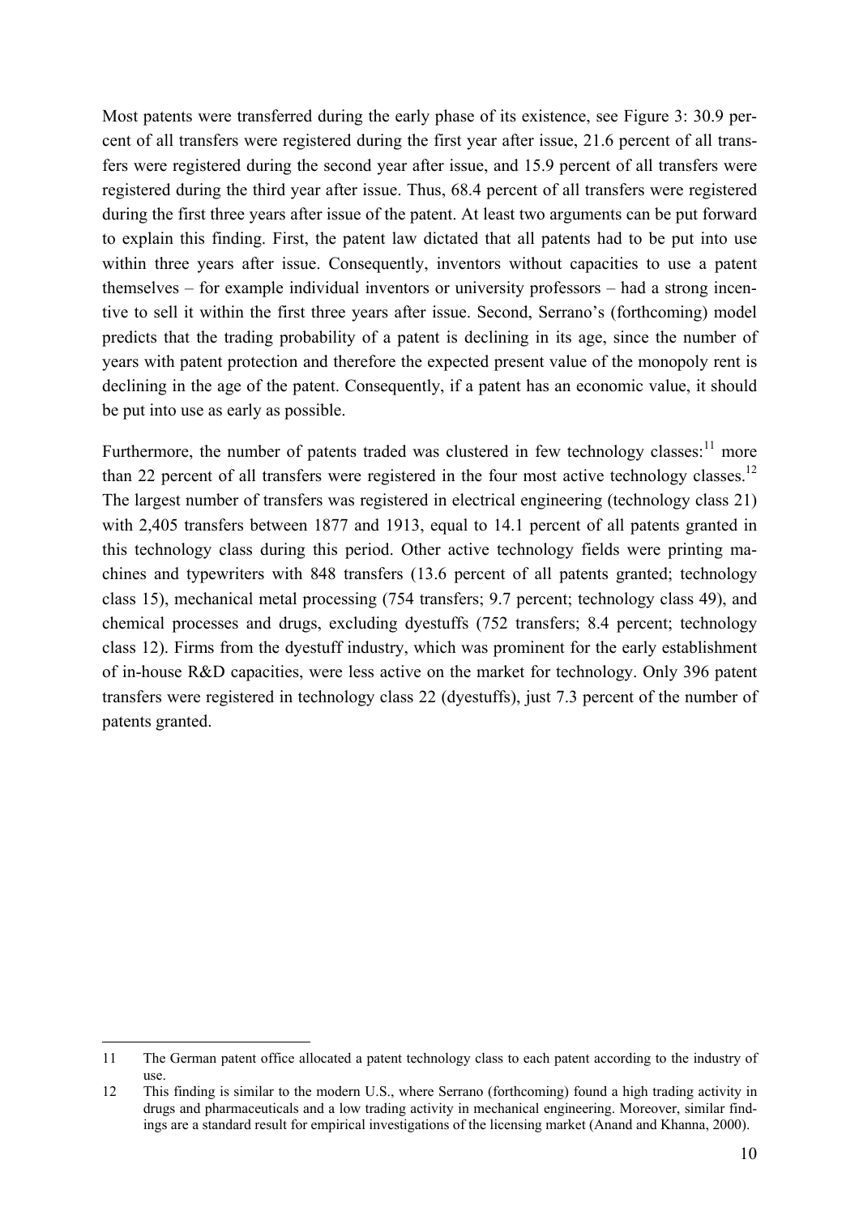Most patents were transferred during the early phase of its existence, see Figure 3: 30.9 percent of all transfers were registered during the first year after issue, 21.6 percent of all transfers were registered during the second year after issue, and 15.9 percent of all transfers were registered during the third year after issue. Thus, 68.4 percent of all transfers were registered during the first three years after issue of the patent. At least two arguments can be put forward to explain this finding. First, the patent law dictated that all patents had to be put into use within three years after issue. Consequently, inventors without capacities to use a patent themselves – for example individual inventors or university professors – had a strong incentive to sell it within the first three years after issue. Second, Serrano's (forthcoming) model predicts that the trading probability of a patent is declining in its age, since the number of years with patent protection and therefore the expected present value of the monopoly rent is declining in the age of the patent. Consequently, if a patent has an economic value, it should be put into use as early as possible.

Furthermore, the number of patents traded was clustered in few technology classes:[11] more than 22 percent of all transfers were registered in the four most active technology classes.[12] The largest number of transfers was registered in electrical engineering (technology class 21) with 2,405 transfers between 1877 and 1913, equal to 14.1 percent of all patents granted in this technology class during this period. Other active technology fields were printing machines and typewriters with 848 transfers (13.6 percent of all patents granted; technology class 15), mechanical metal processing (754 transfers; 9.7 percent; technology class 49), and chemical processes and drugs, excluding dyestuffs (752 transfers; 8.4 percent; technology class 12). Firms from the dyestuff industry, which was prominent for the early establishment of in-house R&D capacities, were less active on the market for technology. Only 396 patent transfers were registered in technology class 22 (dyestuffs), just 7.3 percent of the number of patents granted.

---

11 The German patent office allocated a patent technology class to each patent according to the industry of use.

12 This finding is similar to the modern U.S., where Serrano (forthcoming) found a high trading activity in drugs and pharmaceuticals and a low trading activity in mechanical engineering. Moreover, similar findings are a standard result for empirical investigations of the licensing market (Anand and Khanna, 2000).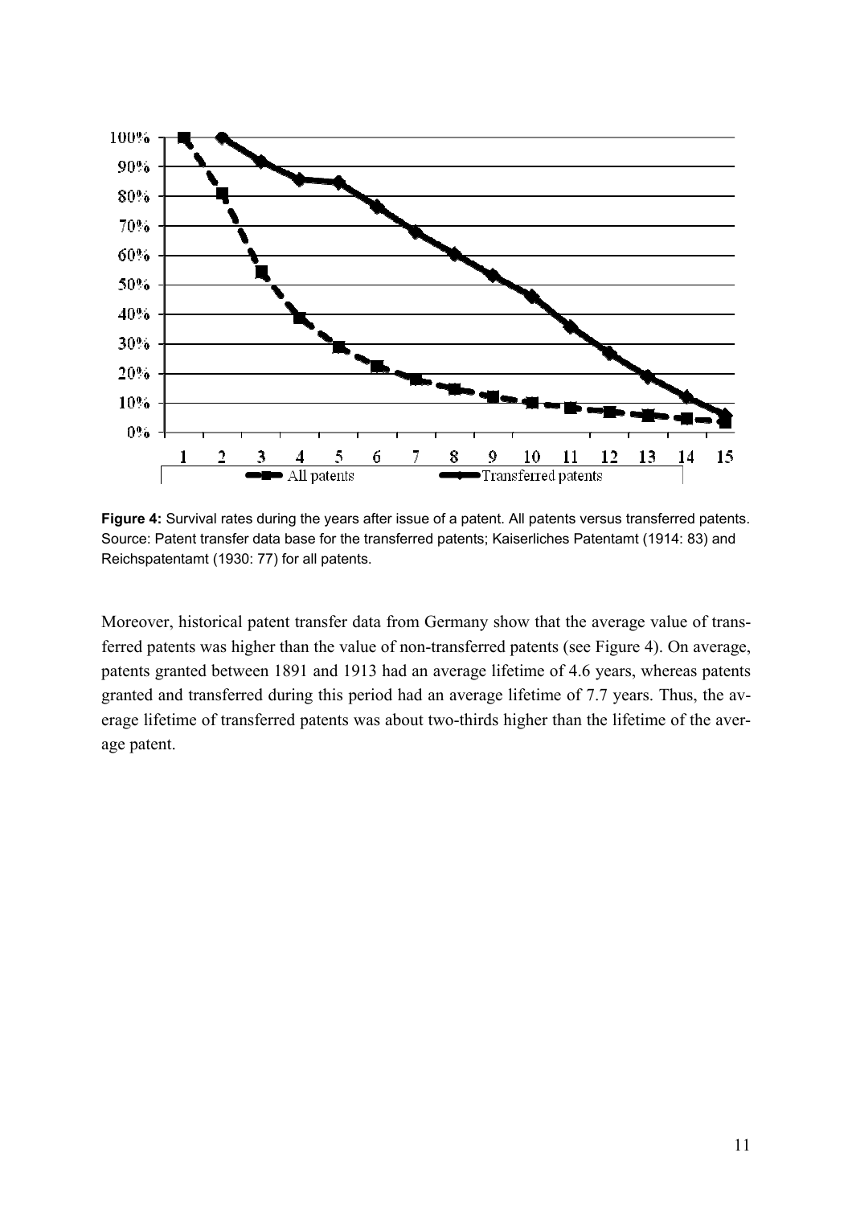**Figure 4:** Survival rates during the years after issue of a patent. All patents versus transferred patents. Source: Patent transfer data base for the transferred patents; Kaiserliches Patentamt (1914: 83) and Reichspatentamt (1930: 77) for all patents.

Moreover, historical patent transfer data from Germany show that the average value of transferred patents was higher than the value of non-transferred patents (see Figure 4). On average, patents granted between 1891 and 1913 had an average lifetime of 4.6 years, whereas patents granted and transferred during this period had an average lifetime of 7.7 years. Thus, the average lifetime of transferred patents was about two-thirds higher than the lifetime of the average patent.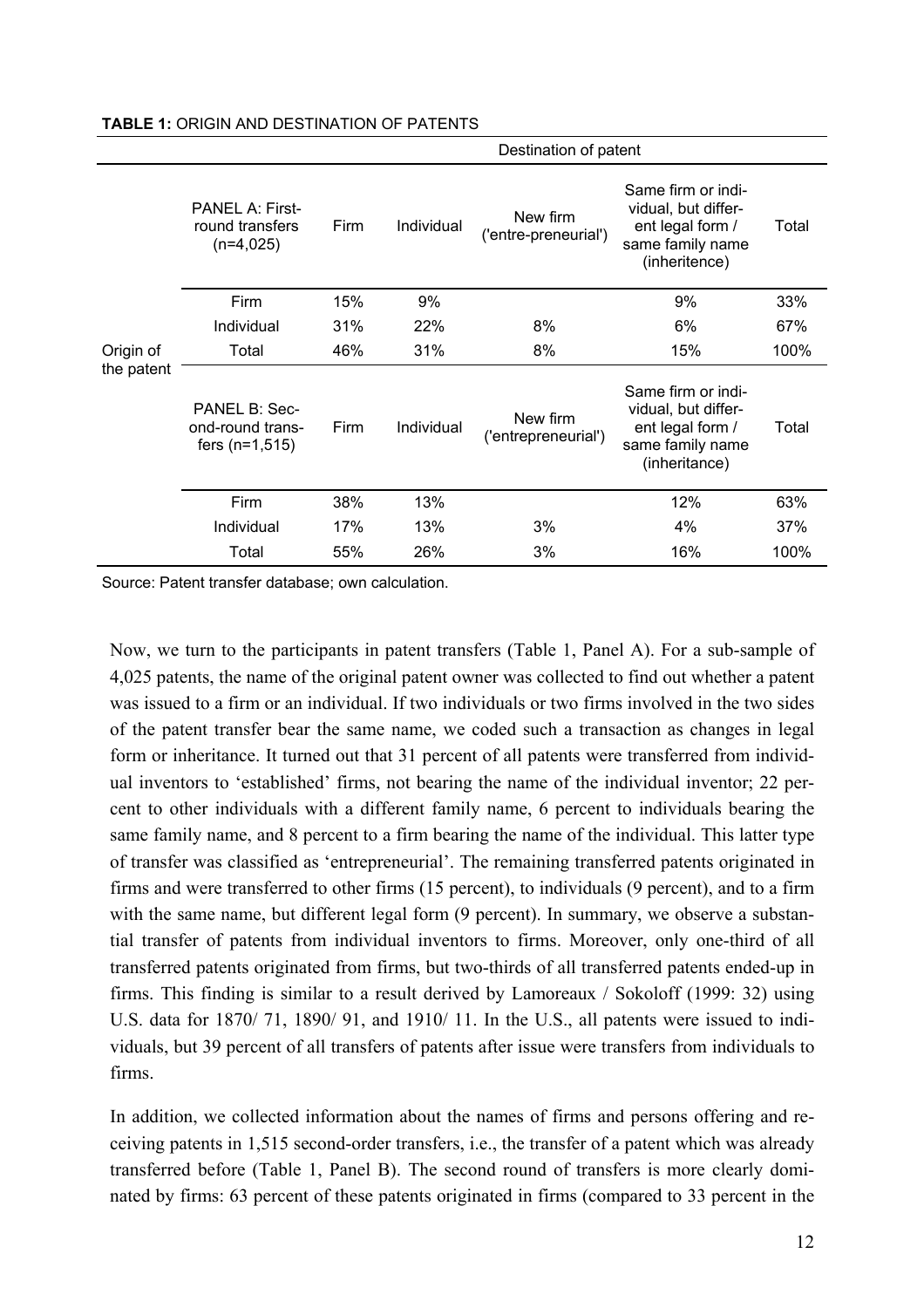**TABLE 1:** ORIGIN AND DESTINATION OF PATENTS

| | | Destination of patent | | | | |
|---|---|---|---|---|---|---|
| | PANEL A: First-round transfers (n=4,025) | Firm | Individual | New firm ('entre-preneurial') | Same firm or individual, but different legal form / same family name (inheritence) | Total |
| Origin of the patent | Firm | 15% | 9% | | 9% | 33% |
| | Individual | 31% | 22% | 8% | 6% | 67% |
| | Total | 46% | 31% | 8% | 15% | 100% |
| | PANEL B: Second-round transfers (n=1,515) | Firm | Individual | New firm ('entrepreneurial') | Same firm or individual, but different legal form / same family name (inheritance) | Total |
| | Firm | 38% | 13% | | 12% | 63% |
| | Individual | 17% | 13% | 3% | 4% | 37% |
| | Total | 55% | 26% | 3% | 16% | 100% |

Source: Patent transfer database; own calculation.

Now, we turn to the participants in patent transfers (Table 1, Panel A). For a sub-sample of 4,025 patents, the name of the original patent owner was collected to find out whether a patent was issued to a firm or an individual. If two individuals or two firms involved in the two sides of the patent transfer bear the same name, we coded such a transaction as changes in legal form or inheritance. It turned out that 31 percent of all patents were transferred from individual inventors to 'established' firms, not bearing the name of the individual inventor; 22 percent to other individuals with a different family name, 6 percent to individuals bearing the same family name, and 8 percent to a firm bearing the name of the individual. This latter type of transfer was classified as 'entrepreneurial'. The remaining transferred patents originated in firms and were transferred to other firms (15 percent), to individuals (9 percent), and to a firm with the same name, but different legal form (9 percent). In summary, we observe a substantial transfer of patents from individual inventors to firms. Moreover, only one-third of all transferred patents originated from firms, but two-thirds of all transferred patents ended-up in firms. This finding is similar to a result derived by Lamoreaux / Sokoloff (1999: 32) using U.S. data for 1870/ 71, 1890/ 91, and 1910/ 11. In the U.S., all patents were issued to individuals, but 39 percent of all transfers of patents after issue were transfers from individuals to firms.

In addition, we collected information about the names of firms and persons offering and receiving patents in 1,515 second-order transfers, i.e., the transfer of a patent which was already transferred before (Table 1, Panel B). The second round of transfers is more clearly dominated by firms: 63 percent of these patents originated in firms (compared to 33 percent in the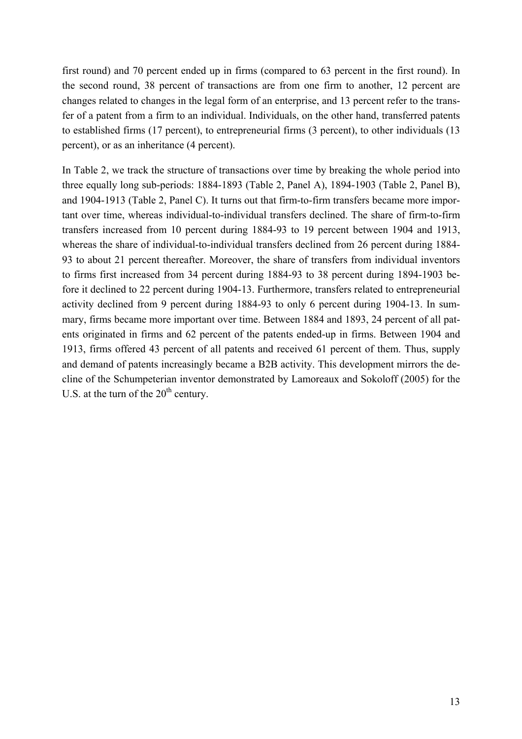first round) and 70 percent ended up in firms (compared to 63 percent in the first round). In the second round, 38 percent of transactions are from one firm to another, 12 percent are changes related to changes in the legal form of an enterprise, and 13 percent refer to the transfer of a patent from a firm to an individual. Individuals, on the other hand, transferred patents to established firms (17 percent), to entrepreneurial firms (3 percent), to other individuals (13 percent), or as an inheritance (4 percent).

In Table 2, we track the structure of transactions over time by breaking the whole period into three equally long sub-periods: 1884-1893 (Table 2, Panel A), 1894-1903 (Table 2, Panel B), and 1904-1913 (Table 2, Panel C). It turns out that firm-to-firm transfers became more important over time, whereas individual-to-individual transfers declined. The share of firm-to-firm transfers increased from 10 percent during 1884-93 to 19 percent between 1904 and 1913, whereas the share of individual-to-individual transfers declined from 26 percent during 1884-93 to about 21 percent thereafter. Moreover, the share of transfers from individual inventors to firms first increased from 34 percent during 1884-93 to 38 percent during 1894-1903 before it declined to 22 percent during 1904-13. Furthermore, transfers related to entrepreneurial activity declined from 9 percent during 1884-93 to only 6 percent during 1904-13. In summary, firms became more important over time. Between 1884 and 1893, 24 percent of all patents originated in firms and 62 percent of the patents ended-up in firms. Between 1904 and 1913, firms offered 43 percent of all patents and received 61 percent of them. Thus, supply and demand of patents increasingly became a B2B activity. This development mirrors the decline of the Schumpeterian inventor demonstrated by Lamoreaux and Sokoloff (2005) for the U.S. at the turn of the 20th century.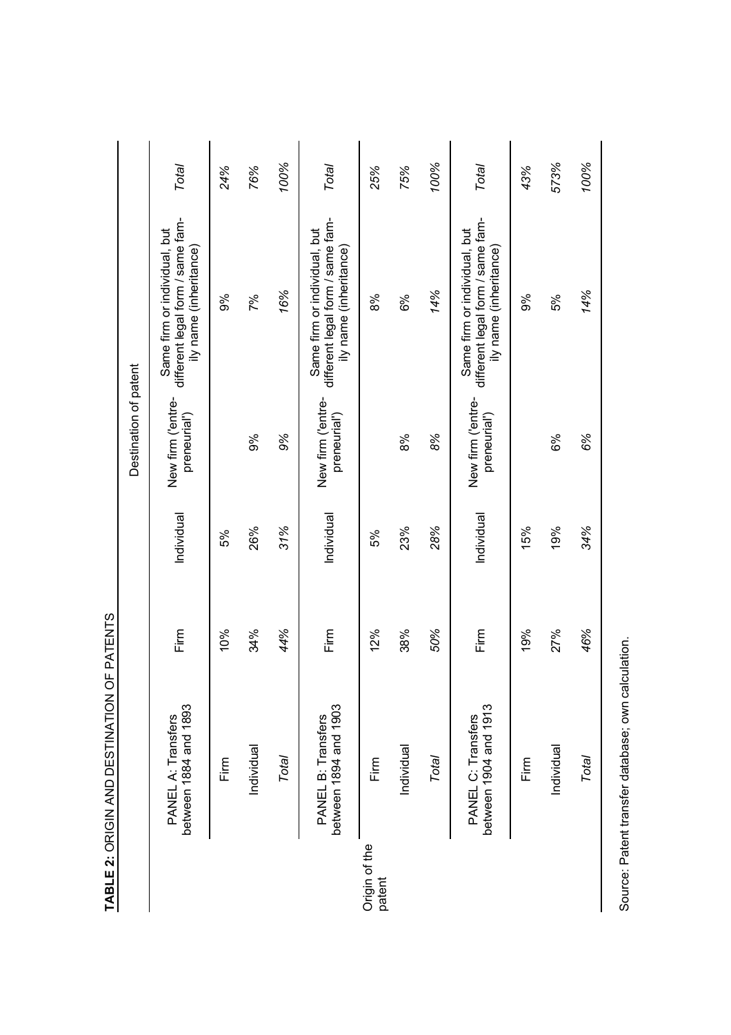**TABLE 2:** ORIGIN AND DESTINATION OF PATENTS

| | | Destination of patent | | | | |
|---|---|---|---|---|---|---|
| | PANEL A: Transfers between 1884 and 1893 | Firm | Individual | New firm ('entrepreneurial') | Same firm or individual, but different legal form / same family name (inheritance) | *Total* |
| | Firm | 10% | 5% | | 9% | *24%* |
| | Individual | 34% | 26% | 9% | 7% | *76%* |
| | *Total* | *44%* | *31%* | *9%* | *16%* | *100%* |
| | PANEL B: Transfers between 1894 and 1903 | Firm | Individual | New firm ('entrepreneurial') | Same firm or individual, but different legal form / same family name (inheritance) | *Total* |
| Origin of the patent | Firm | 12% | 5% | | 8% | *25%* |
| | Individual | 38% | 23% | 8% | 6% | *75%* |
| | *Total* | *50%* | *28%* | *8%* | *14%* | *100%* |
| | PANEL C: Transfers between 1904 and 1913 | Firm | Individual | New firm ('entrepreneurial') | Same firm or individual, but different legal form / same family name (inheritance) | *Total* |
| | Firm | 19% | 15% | | 9% | *43%* |
| | Individual | 27% | 19% | 6% | 5% | *573%* |
| | *Total* | *46%* | *34%* | *6%* | *14%* | *100%* |

Source: Patent transfer database; own calculation.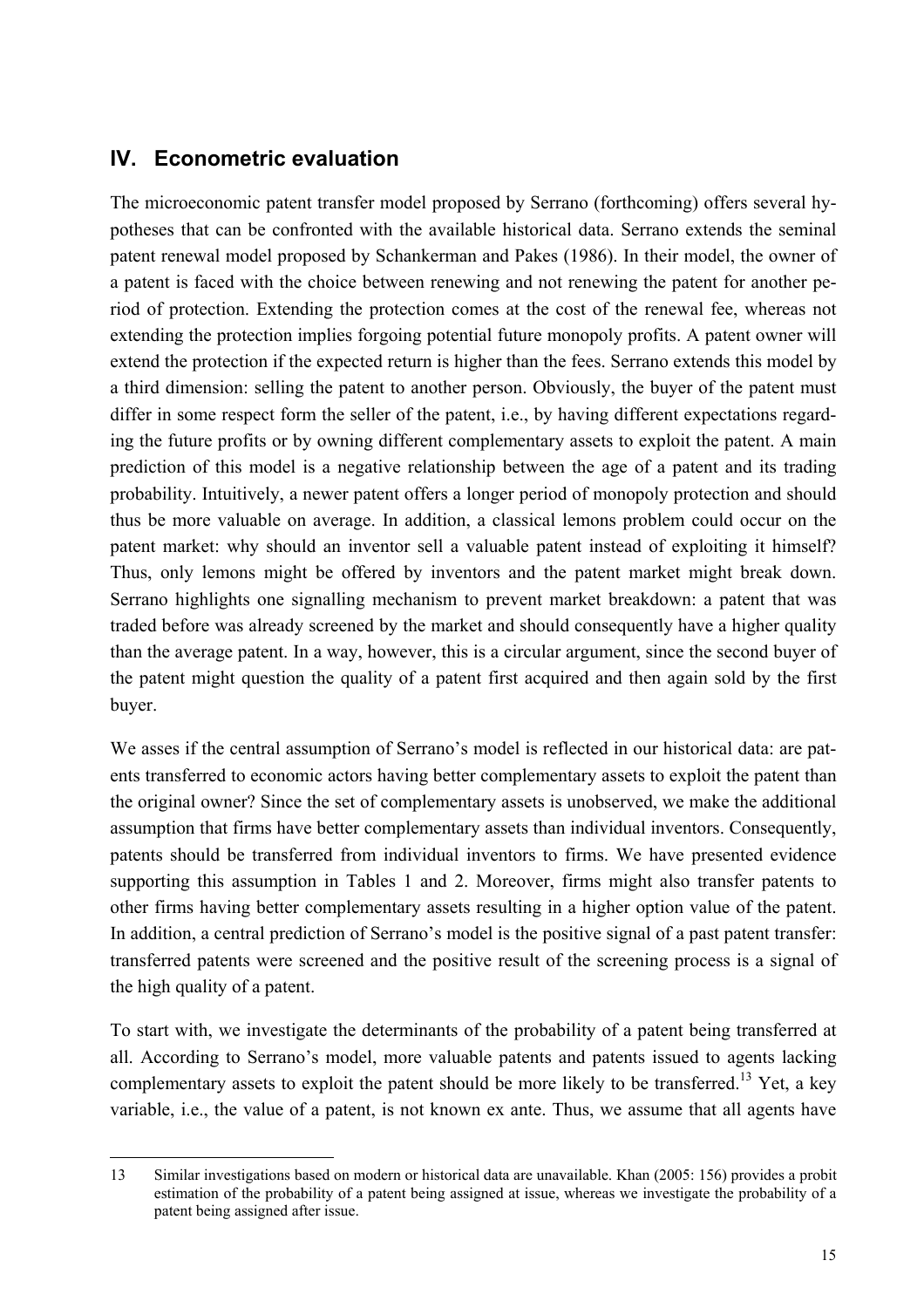## IV. Econometric evaluation

The microeconomic patent transfer model proposed by Serrano (forthcoming) offers several hypotheses that can be confronted with the available historical data. Serrano extends the seminal patent renewal model proposed by Schankerman and Pakes (1986). In their model, the owner of a patent is faced with the choice between renewing and not renewing the patent for another period of protection. Extending the protection comes at the cost of the renewal fee, whereas not extending the protection implies forgoing potential future monopoly profits. A patent owner will extend the protection if the expected return is higher than the fees. Serrano extends this model by a third dimension: selling the patent to another person. Obviously, the buyer of the patent must differ in some respect form the seller of the patent, i.e., by having different expectations regarding the future profits or by owning different complementary assets to exploit the patent. A main prediction of this model is a negative relationship between the age of a patent and its trading probability. Intuitively, a newer patent offers a longer period of monopoly protection and should thus be more valuable on average. In addition, a classical lemons problem could occur on the patent market: why should an inventor sell a valuable patent instead of exploiting it himself? Thus, only lemons might be offered by inventors and the patent market might break down. Serrano highlights one signalling mechanism to prevent market breakdown: a patent that was traded before was already screened by the market and should consequently have a higher quality than the average patent. In a way, however, this is a circular argument, since the second buyer of the patent might question the quality of a patent first acquired and then again sold by the first buyer.

We asses if the central assumption of Serrano's model is reflected in our historical data: are patents transferred to economic actors having better complementary assets to exploit the patent than the original owner? Since the set of complementary assets is unobserved, we make the additional assumption that firms have better complementary assets than individual inventors. Consequently, patents should be transferred from individual inventors to firms. We have presented evidence supporting this assumption in Tables 1 and 2. Moreover, firms might also transfer patents to other firms having better complementary assets resulting in a higher option value of the patent. In addition, a central prediction of Serrano's model is the positive signal of a past patent transfer: transferred patents were screened and the positive result of the screening process is a signal of the high quality of a patent.

To start with, we investigate the determinants of the probability of a patent being transferred at all. According to Serrano's model, more valuable patents and patents issued to agents lacking complementary assets to exploit the patent should be more likely to be transferred.[13] Yet, a key variable, i.e., the value of a patent, is not known ex ante. Thus, we assume that all agents have

---

13 Similar investigations based on modern or historical data are unavailable. Khan (2005: 156) provides a probit estimation of the probability of a patent being assigned at issue, whereas we investigate the probability of a patent being assigned after issue.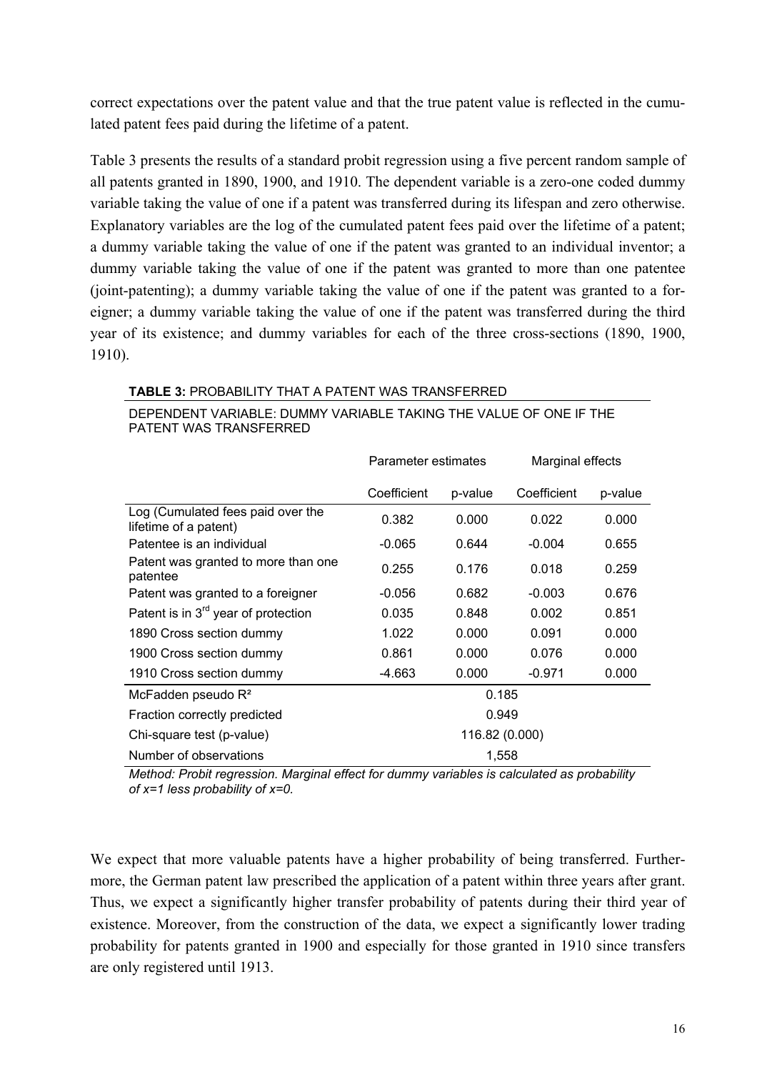correct expectations over the patent value and that the true patent value is reflected in the cumulated patent fees paid during the lifetime of a patent.

Table 3 presents the results of a standard probit regression using a five percent random sample of all patents granted in 1890, 1900, and 1910. The dependent variable is a zero-one coded dummy variable taking the value of one if a patent was transferred during its lifespan and zero otherwise. Explanatory variables are the log of the cumulated patent fees paid over the lifetime of a patent; a dummy variable taking the value of one if the patent was granted to an individual inventor; a dummy variable taking the value of one if the patent was granted to more than one patentee (joint-patenting); a dummy variable taking the value of one if the patent was granted to a foreigner; a dummy variable taking the value of one if the patent was transferred during the third year of its existence; and dummy variables for each of the three cross-sections (1890, 1900, 1910).

**TABLE 3:** PROBABILITY THAT A PATENT WAS TRANSFERRED

DEPENDENT VARIABLE: DUMMY VARIABLE TAKING THE VALUE OF ONE IF THE PATENT WAS TRANSFERRED

| | Parameter estimates | | Marginal effects | |
|---|---|---|---|---|
| | Coefficient | p-value | Coefficient | p-value |
| Log (Cumulated fees paid over the lifetime of a patent) | 0.382 | 0.000 | 0.022 | 0.000 |
| Patentee is an individual | -0.065 | 0.644 | -0.004 | 0.655 |
| Patent was granted to more than one patentee | 0.255 | 0.176 | 0.018 | 0.259 |
| Patent was granted to a foreigner | -0.056 | 0.682 | -0.003 | 0.676 |
| Patent is in 3rd year of protection | 0.035 | 0.848 | 0.002 | 0.851 |
| 1890 Cross section dummy | 1.022 | 0.000 | 0.091 | 0.000 |
| 1900 Cross section dummy | 0.861 | 0.000 | 0.076 | 0.000 |
| 1910 Cross section dummy | -4.663 | 0.000 | -0.971 | 0.000 |
| McFadden pseudo $R^2$ | 0.185 | | | |
| Fraction correctly predicted | 0.949 | | | |
| Chi-square test (p-value) | 116.82 (0.000) | | | |
| Number of observations | 1,558 | | | |

*Method: Probit regression. Marginal effect for dummy variables is calculated as probability of x=1 less probability of x=0.*

We expect that more valuable patents have a higher probability of being transferred. Furthermore, the German patent law prescribed the application of a patent within three years after grant. Thus, we expect a significantly higher transfer probability of patents during their third year of existence. Moreover, from the construction of the data, we expect a significantly lower trading probability for patents granted in 1900 and especially for those granted in 1910 since transfers are only registered until 1913.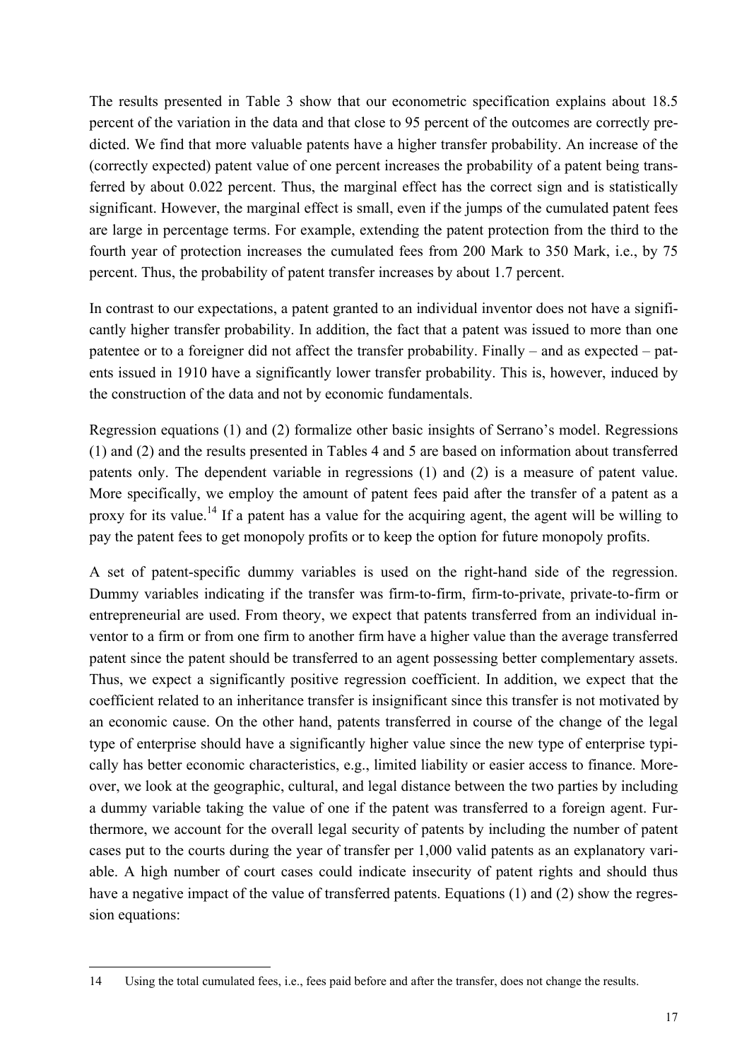The results presented in Table 3 show that our econometric specification explains about 18.5 percent of the variation in the data and that close to 95 percent of the outcomes are correctly predicted. We find that more valuable patents have a higher transfer probability. An increase of the (correctly expected) patent value of one percent increases the probability of a patent being transferred by about 0.022 percent. Thus, the marginal effect has the correct sign and is statistically significant. However, the marginal effect is small, even if the jumps of the cumulated patent fees are large in percentage terms. For example, extending the patent protection from the third to the fourth year of protection increases the cumulated fees from 200 Mark to 350 Mark, i.e., by 75 percent. Thus, the probability of patent transfer increases by about 1.7 percent.

In contrast to our expectations, a patent granted to an individual inventor does not have a significantly higher transfer probability. In addition, the fact that a patent was issued to more than one patentee or to a foreigner did not affect the transfer probability. Finally – and as expected – patents issued in 1910 have a significantly lower transfer probability. This is, however, induced by the construction of the data and not by economic fundamentals.

Regression equations (1) and (2) formalize other basic insights of Serrano's model. Regressions (1) and (2) and the results presented in Tables 4 and 5 are based on information about transferred patents only. The dependent variable in regressions (1) and (2) is a measure of patent value. More specifically, we employ the amount of patent fees paid after the transfer of a patent as a proxy for its value.[14] If a patent has a value for the acquiring agent, the agent will be willing to pay the patent fees to get monopoly profits or to keep the option for future monopoly profits.

A set of patent-specific dummy variables is used on the right-hand side of the regression. Dummy variables indicating if the transfer was firm-to-firm, firm-to-private, private-to-firm or entrepreneurial are used. From theory, we expect that patents transferred from an individual inventor to a firm or from one firm to another firm have a higher value than the average transferred patent since the patent should be transferred to an agent possessing better complementary assets. Thus, we expect a significantly positive regression coefficient. In addition, we expect that the coefficient related to an inheritance transfer is insignificant since this transfer is not motivated by an economic cause. On the other hand, patents transferred in course of the change of the legal type of enterprise should have a significantly higher value since the new type of enterprise typically has better economic characteristics, e.g., limited liability or easier access to finance. Moreover, we look at the geographic, cultural, and legal distance between the two parties by including a dummy variable taking the value of one if the patent was transferred to a foreign agent. Furthermore, we account for the overall legal security of patents by including the number of patent cases put to the courts during the year of transfer per 1,000 valid patents as an explanatory variable. A high number of court cases could indicate insecurity of patent rights and should thus have a negative impact of the value of transferred patents. Equations (1) and (2) show the regression equations:

---

14 Using the total cumulated fees, i.e., fees paid before and after the transfer, does not change the results.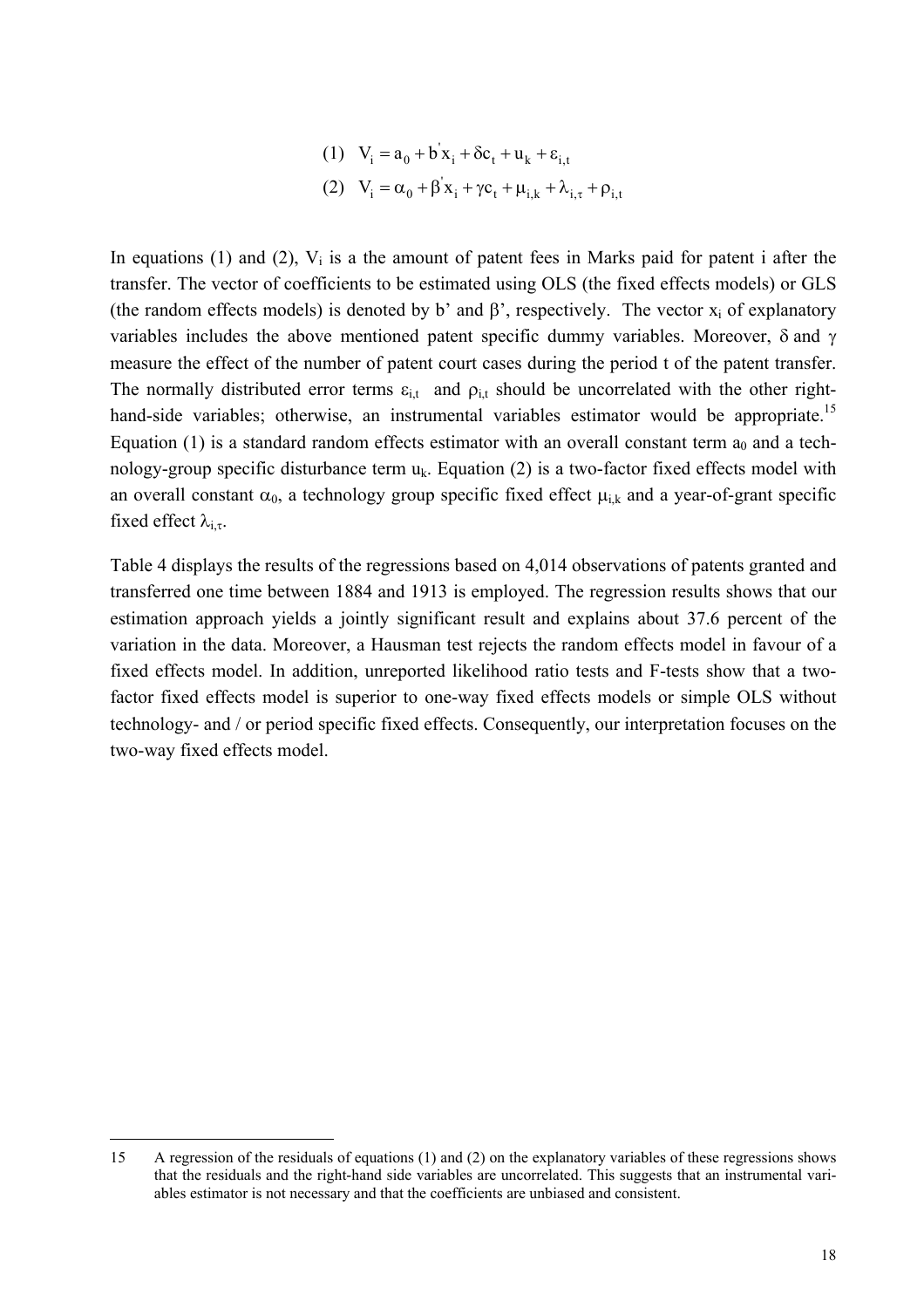$$(1) \quad V_i = a_0 + b'x_i + \delta c_t + u_k + \varepsilon_{i,t}$$

$$(2) \quad V_i = \alpha_0 + \beta' x_i + \gamma c_t + \mu_{i,k} + \lambda_{i,\tau} + \rho_{i,t}$$

In equations (1) and (2), $V_i$ is a the amount of patent fees in Marks paid for patent i after the transfer. The vector of coefficients to be estimated using OLS (the fixed effects models) or GLS (the random effects models) is denoted by b' and $\beta$', respectively. The vector $x_i$ of explanatory variables includes the above mentioned patent specific dummy variables. Moreover, $\delta$ and $\gamma$ measure the effect of the number of patent court cases during the period t of the patent transfer. The normally distributed error terms $\varepsilon_{i,t}$ and $\rho_{i,t}$ should be uncorrelated with the other right-hand-side variables; otherwise, an instrumental variables estimator would be appropriate.[15] Equation (1) is a standard random effects estimator with an overall constant term $a_0$ and a technology-group specific disturbance term $u_k$. Equation (2) is a two-factor fixed effects model with an overall constant $\alpha_0$, a technology group specific fixed effect $\mu_{i,k}$ and a year-of-grant specific fixed effect $\lambda_{i,\tau}$.

Table 4 displays the results of the regressions based on 4,014 observations of patents granted and transferred one time between 1884 and 1913 is employed. The regression results shows that our estimation approach yields a jointly significant result and explains about 37.6 percent of the variation in the data. Moreover, a Hausman test rejects the random effects model in favour of a fixed effects model. In addition, unreported likelihood ratio tests and F-tests show that a two-factor fixed effects model is superior to one-way fixed effects models or simple OLS without technology- and / or period specific fixed effects. Consequently, our interpretation focuses on the two-way fixed effects model.

---

15 A regression of the residuals of equations (1) and (2) on the explanatory variables of these regressions shows that the residuals and the right-hand side variables are uncorrelated. This suggests that an instrumental variables estimator is not necessary and that the coefficients are unbiased and consistent.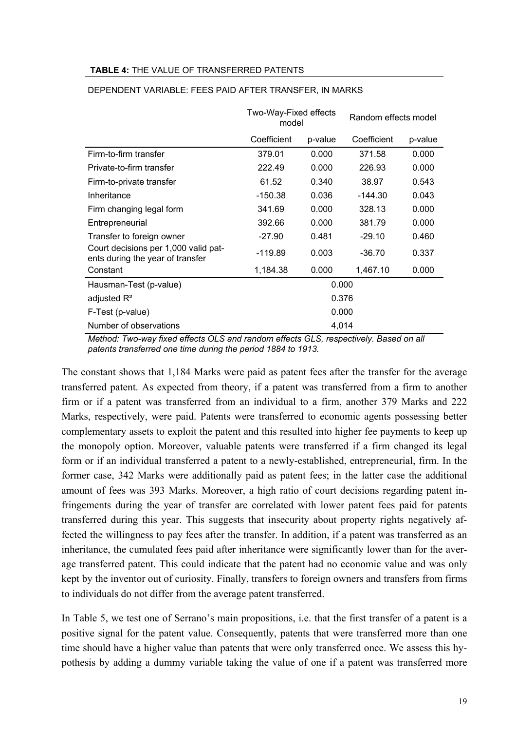**TABLE 4:** THE VALUE OF TRANSFERRED PATENTS

DEPENDENT VARIABLE: FEES PAID AFTER TRANSFER, IN MARKS

| | Two-Way-Fixed effects model | | Random effects model | |
|---|---|---|---|---|
| | Coefficient | p-value | Coefficient | p-value |
| Firm-to-firm transfer | 379.01 | 0.000 | 371.58 | 0.000 |
| Private-to-firm transfer | 222.49 | 0.000 | 226.93 | 0.000 |
| Firm-to-private transfer | 61.52 | 0.340 | 38.97 | 0.543 |
| Inheritance | -150.38 | 0.036 | -144.30 | 0.043 |
| Firm changing legal form | 341.69 | 0.000 | 328.13 | 0.000 |
| Entrepreneurial | 392.66 | 0.000 | 381.79 | 0.000 |
| Transfer to foreign owner | -27.90 | 0.481 | -29.10 | 0.460 |
| Court decisions per 1,000 valid patents during the year of transfer | -119.89 | 0.003 | -36.70 | 0.337 |
| Constant | 1,184.38 | 0.000 | 1,467.10 | 0.000 |
| Hausman-Test (p-value) | 0.000 | | | |
| adjusted $R^2$ | 0.376 | | | |
| F-Test (p-value) | 0.000 | | | |
| Number of observations | 4,014 | | | |

*Method: Two-way fixed effects OLS and random effects GLS, respectively. Based on all patents transferred one time during the period 1884 to 1913.*

The constant shows that 1,184 Marks were paid as patent fees after the transfer for the average transferred patent. As expected from theory, if a patent was transferred from a firm to another firm or if a patent was transferred from an individual to a firm, another 379 Marks and 222 Marks, respectively, were paid. Patents were transferred to economic agents possessing better complementary assets to exploit the patent and this resulted into higher fee payments to keep up the monopoly option. Moreover, valuable patents were transferred if a firm changed its legal form or if an individual transferred a patent to a newly-established, entrepreneurial, firm. In the former case, 342 Marks were additionally paid as patent fees; in the latter case the additional amount of fees was 393 Marks. Moreover, a high ratio of court decisions regarding patent infringements during the year of transfer are correlated with lower patent fees paid for patents transferred during this year. This suggests that insecurity about property rights negatively affected the willingness to pay fees after the transfer. In addition, if a patent was transferred as an inheritance, the cumulated fees paid after inheritance were significantly lower than for the average transferred patent. This could indicate that the patent had no economic value and was only kept by the inventor out of curiosity. Finally, transfers to foreign owners and transfers from firms to individuals do not differ from the average patent transferred.

In Table 5, we test one of Serrano's main propositions, i.e. that the first transfer of a patent is a positive signal for the patent value. Consequently, patents that were transferred more than one time should have a higher value than patents that were only transferred once. We assess this hypothesis by adding a dummy variable taking the value of one if a patent was transferred more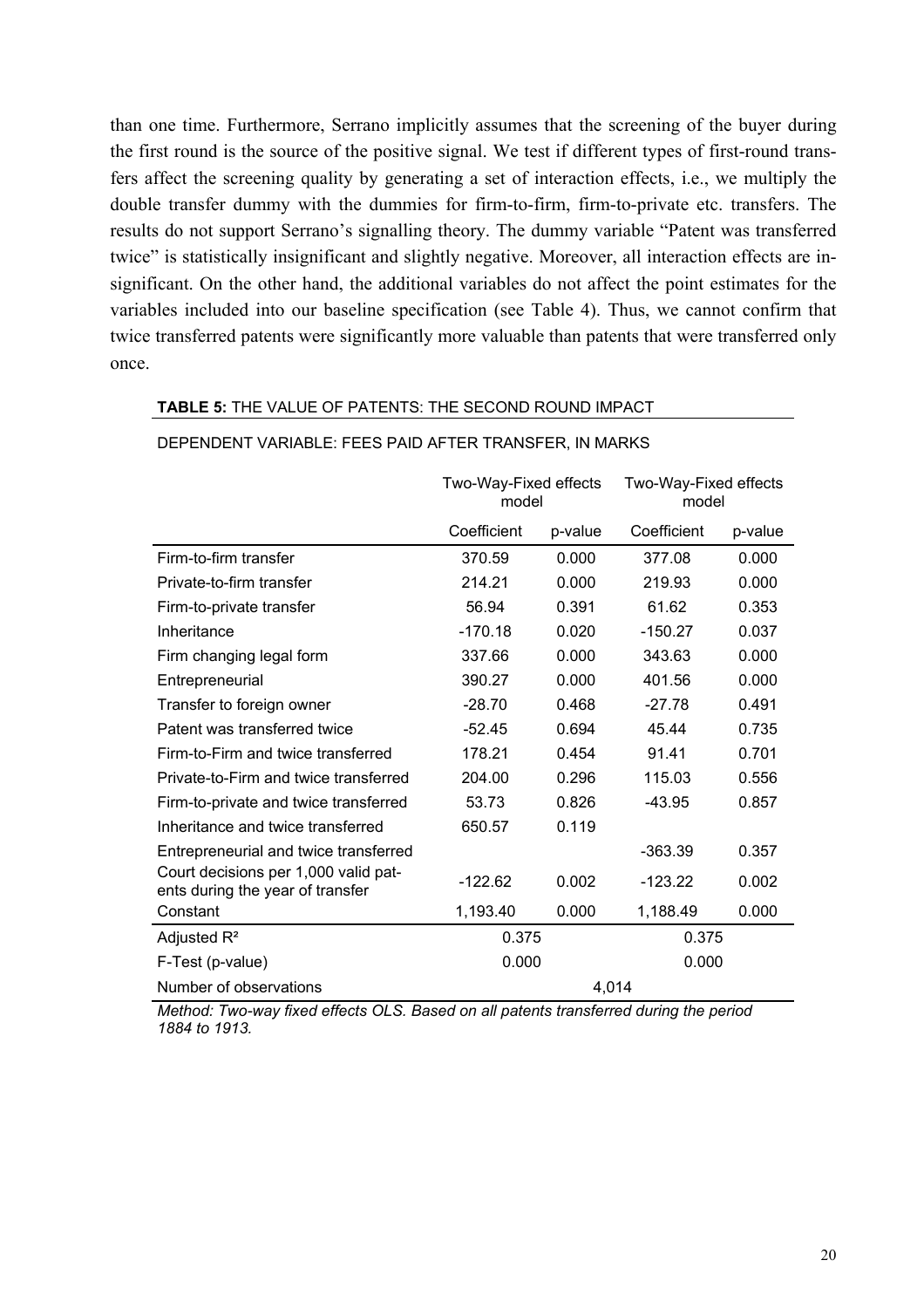than one time. Furthermore, Serrano implicitly assumes that the screening of the buyer during the first round is the source of the positive signal. We test if different types of first-round transfers affect the screening quality by generating a set of interaction effects, i.e., we multiply the double transfer dummy with the dummies for firm-to-firm, firm-to-private etc. transfers. The results do not support Serrano's signalling theory. The dummy variable "Patent was transferred twice" is statistically insignificant and slightly negative. Moreover, all interaction effects are insignificant. On the other hand, the additional variables do not affect the point estimates for the variables included into our baseline specification (see Table 4). Thus, we cannot confirm that twice transferred patents were significantly more valuable than patents that were transferred only once.

**TABLE 5:** THE VALUE OF PATENTS: THE SECOND ROUND IMPACT

DEPENDENT VARIABLE: FEES PAID AFTER TRANSFER, IN MARKS

| | Two-Way-Fixed effects model | | Two-Way-Fixed effects model | |
|---|---|---|---|---|
| | Coefficient | p-value | Coefficient | p-value |
| Firm-to-firm transfer | 370.59 | 0.000 | 377.08 | 0.000 |
| Private-to-firm transfer | 214.21 | 0.000 | 219.93 | 0.000 |
| Firm-to-private transfer | 56.94 | 0.391 | 61.62 | 0.353 |
| Inheritance | -170.18 | 0.020 | -150.27 | 0.037 |
| Firm changing legal form | 337.66 | 0.000 | 343.63 | 0.000 |
| Entrepreneurial | 390.27 | 0.000 | 401.56 | 0.000 |
| Transfer to foreign owner | -28.70 | 0.468 | -27.78 | 0.491 |
| Patent was transferred twice | -52.45 | 0.694 | 45.44 | 0.735 |
| Firm-to-Firm and twice transferred | 178.21 | 0.454 | 91.41 | 0.701 |
| Private-to-Firm and twice transferred | 204.00 | 0.296 | 115.03 | 0.556 |
| Firm-to-private and twice transferred | 53.73 | 0.826 | -43.95 | 0.857 |
| Inheritance and twice transferred | 650.57 | 0.119 | | |
| Entrepreneurial and twice transferred | | | -363.39 | 0.357 |
| Court decisions per 1,000 valid patents during the year of transfer | -122.62 | 0.002 | -123.22 | 0.002 |
| Constant | 1,193.40 | 0.000 | 1,188.49 | 0.000 |
| Adjusted $R^2$ | 0.375 | | 0.375 | |
| F-Test (p-value) | 0.000 | | 0.000 | |
| Number of observations | 4,014 | | | |

*Method: Two-way fixed effects OLS. Based on all patents transferred during the period 1884 to 1913.*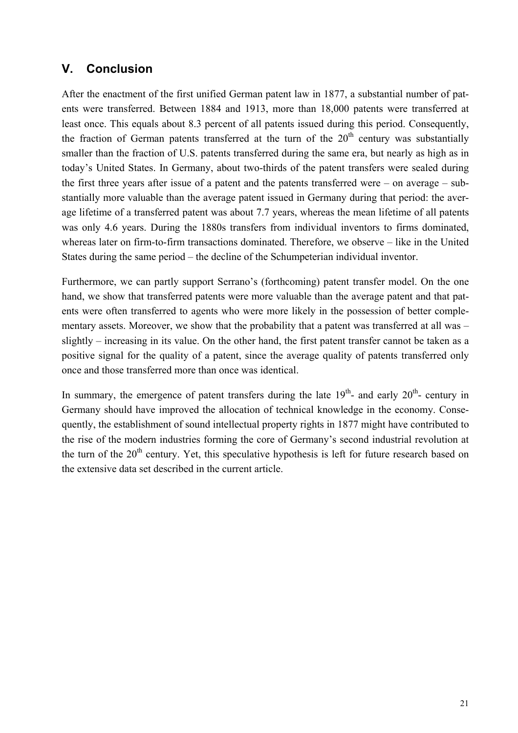## V. Conclusion

After the enactment of the first unified German patent law in 1877, a substantial number of patents were transferred. Between 1884 and 1913, more than 18,000 patents were transferred at least once. This equals about 8.3 percent of all patents issued during this period. Consequently, the fraction of German patents transferred at the turn of the 20th century was substantially smaller than the fraction of U.S. patents transferred during the same era, but nearly as high as in today's United States. In Germany, about two-thirds of the patent transfers were sealed during the first three years after issue of a patent and the patents transferred were – on average – substantially more valuable than the average patent issued in Germany during that period: the average lifetime of a transferred patent was about 7.7 years, whereas the mean lifetime of all patents was only 4.6 years. During the 1880s transfers from individual inventors to firms dominated, whereas later on firm-to-firm transactions dominated. Therefore, we observe – like in the United States during the same period – the decline of the Schumpeterian individual inventor.

Furthermore, we can partly support Serrano's (forthcoming) patent transfer model. On the one hand, we show that transferred patents were more valuable than the average patent and that patents were often transferred to agents who were more likely in the possession of better complementary assets. Moreover, we show that the probability that a patent was transferred at all was – slightly – increasing in its value. On the other hand, the first patent transfer cannot be taken as a positive signal for the quality of a patent, since the average quality of patents transferred only once and those transferred more than once was identical.

In summary, the emergence of patent transfers during the late 19th- and early 20th- century in Germany should have improved the allocation of technical knowledge in the economy. Consequently, the establishment of sound intellectual property rights in 1877 might have contributed to the rise of the modern industries forming the core of Germany's second industrial revolution at the turn of the 20th century. Yet, this speculative hypothesis is left for future research based on the extensive data set described in the current article.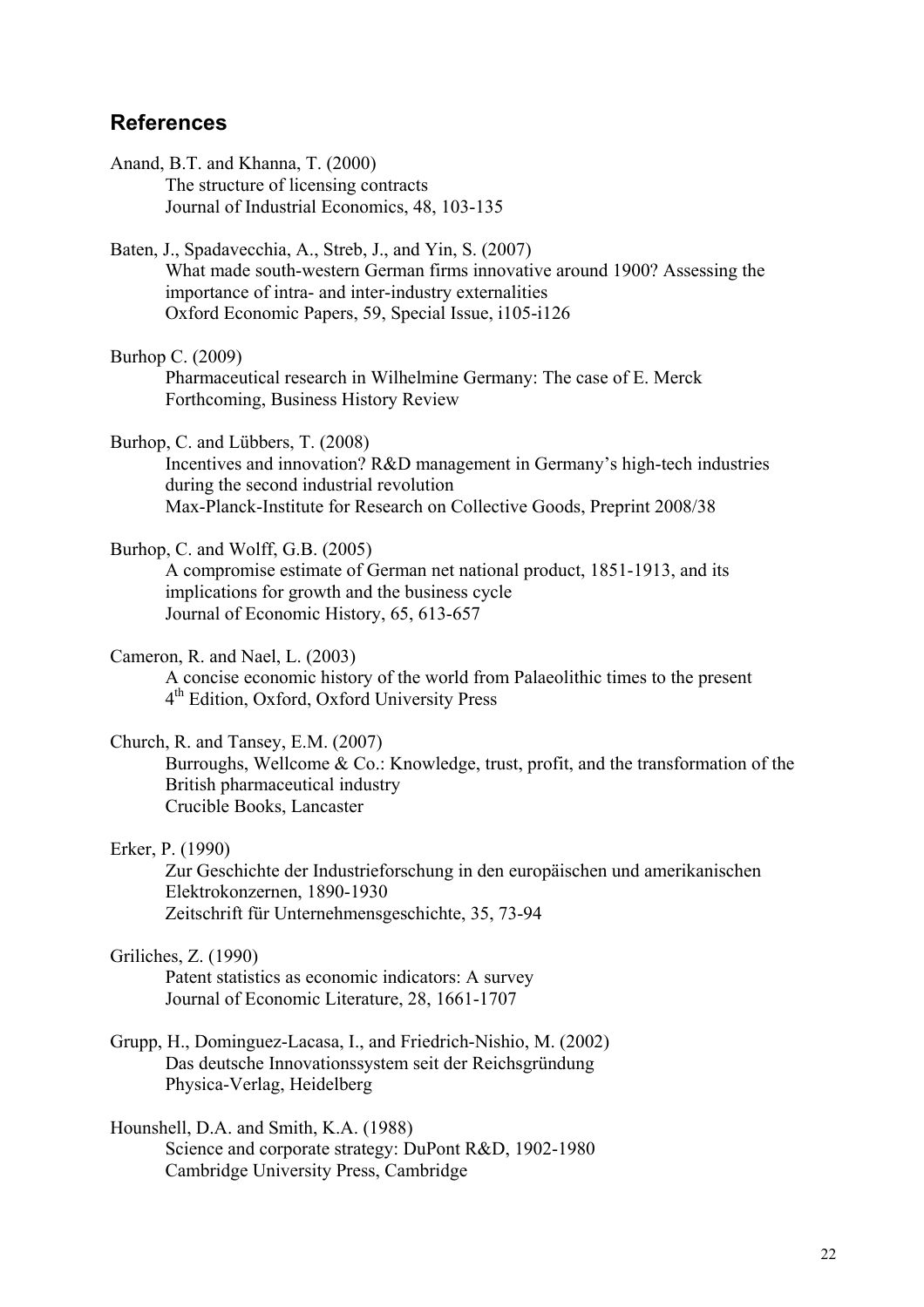## References

Anand, B.T. and Khanna, T. (2000)
The structure of licensing contracts
Journal of Industrial Economics, 48, 103-135

Baten, J., Spadavecchia, A., Streb, J., and Yin, S. (2007)
What made south-western German firms innovative around 1900? Assessing the importance of intra- and inter-industry externalities
Oxford Economic Papers, 59, Special Issue, i105-i126

Burhop C. (2009)
Pharmaceutical research in Wilhelmine Germany: The case of E. Merck
Forthcoming, Business History Review

Burhop, C. and Lübbers, T. (2008)
Incentives and innovation? R&D management in Germany's high-tech industries during the second industrial revolution
Max-Planck-Institute for Research on Collective Goods, Preprint 2008/38

Burhop, C. and Wolff, G.B. (2005)
A compromise estimate of German net national product, 1851-1913, and its implications for growth and the business cycle
Journal of Economic History, 65, 613-657

Cameron, R. and Nael, L. (2003)
A concise economic history of the world from Palaeolithic times to the present
4th Edition, Oxford, Oxford University Press

Church, R. and Tansey, E.M. (2007)
Burroughs, Wellcome & Co.: Knowledge, trust, profit, and the transformation of the British pharmaceutical industry
Crucible Books, Lancaster

Erker, P. (1990)
Zur Geschichte der Industrieforschung in den europäischen und amerikanischen Elektrokonzernen, 1890-1930
Zeitschrift für Unternehmensgeschichte, 35, 73-94

Griliches, Z. (1990)
Patent statistics as economic indicators: A survey
Journal of Economic Literature, 28, 1661-1707

Grupp, H., Dominguez-Lacasa, I., and Friedrich-Nishio, M. (2002)
Das deutsche Innovationssystem seit der Reichsgründung
Physica-Verlag, Heidelberg

Hounshell, D.A. and Smith, K.A. (1988)
Science and corporate strategy: DuPont R&D, 1902-1980
Cambridge University Press, Cambridge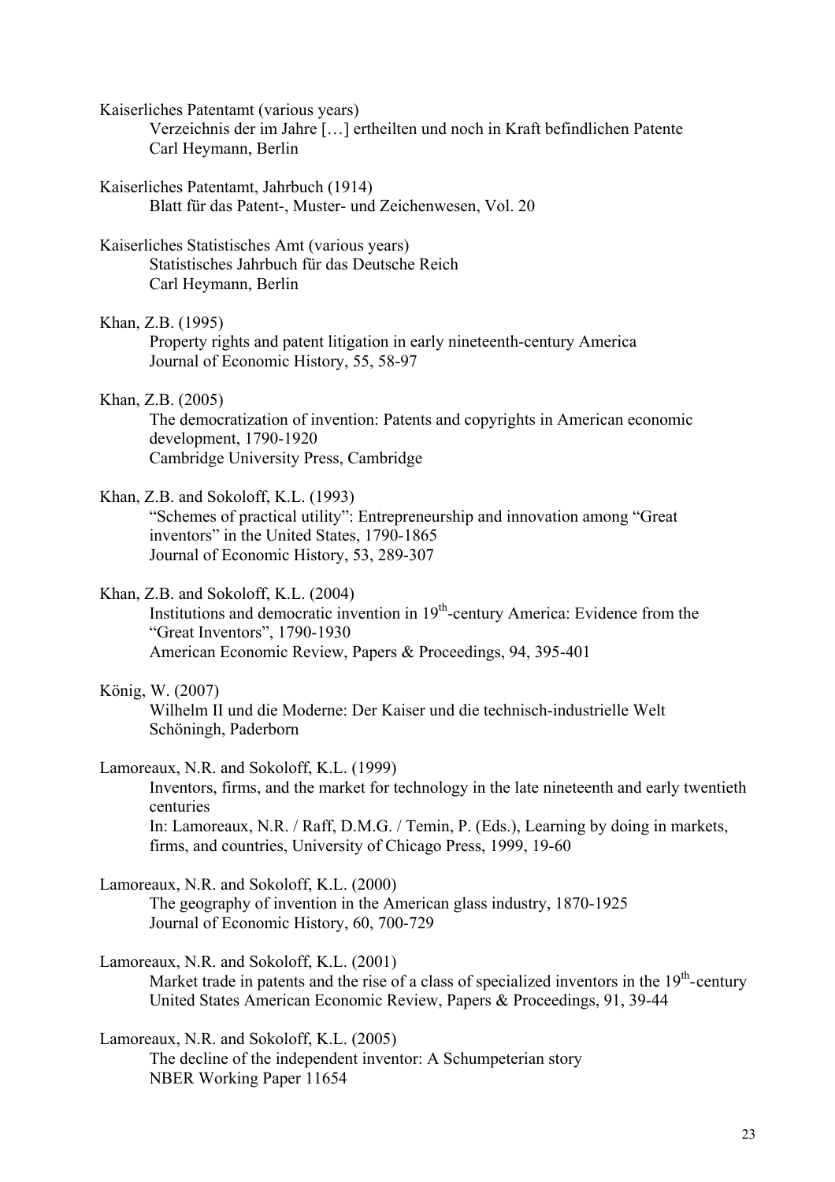Kaiserliches Patentamt (various years)
Verzeichnis der im Jahre […] ertheilten und noch in Kraft befindlichen Patente
Carl Heymann, Berlin

Kaiserliches Patentamt, Jahrbuch (1914)
Blatt für das Patent-, Muster- und Zeichenwesen, Vol. 20

Kaiserliches Statistisches Amt (various years)
Statistisches Jahrbuch für das Deutsche Reich
Carl Heymann, Berlin

Khan, Z.B. (1995)
Property rights and patent litigation in early nineteenth-century America
Journal of Economic History, 55, 58-97

Khan, Z.B. (2005)
The democratization of invention: Patents and copyrights in American economic development, 1790-1920
Cambridge University Press, Cambridge

Khan, Z.B. and Sokoloff, K.L. (1993)
"Schemes of practical utility": Entrepreneurship and innovation among "Great inventors" in the United States, 1790-1865
Journal of Economic History, 53, 289-307

Khan, Z.B. and Sokoloff, K.L. (2004)
Institutions and democratic invention in 19th-century America: Evidence from the "Great Inventors", 1790-1930
American Economic Review, Papers & Proceedings, 94, 395-401

König, W. (2007)
Wilhelm II und die Moderne: Der Kaiser und die technisch-industrielle Welt
Schöningh, Paderborn

Lamoreaux, N.R. and Sokoloff, K.L. (1999)
Inventors, firms, and the market for technology in the late nineteenth and early twentieth centuries
In: Lamoreaux, N.R. / Raff, D.M.G. / Temin, P. (Eds.), Learning by doing in markets, firms, and countries, University of Chicago Press, 1999, 19-60

Lamoreaux, N.R. and Sokoloff, K.L. (2000)
The geography of invention in the American glass industry, 1870-1925
Journal of Economic History, 60, 700-729

Lamoreaux, N.R. and Sokoloff, K.L. (2001)
Market trade in patents and the rise of a class of specialized inventors in the 19th-century United States American Economic Review, Papers & Proceedings, 91, 39-44

Lamoreaux, N.R. and Sokoloff, K.L. (2005)
The decline of the independent inventor: A Schumpeterian story
NBER Working Paper 11654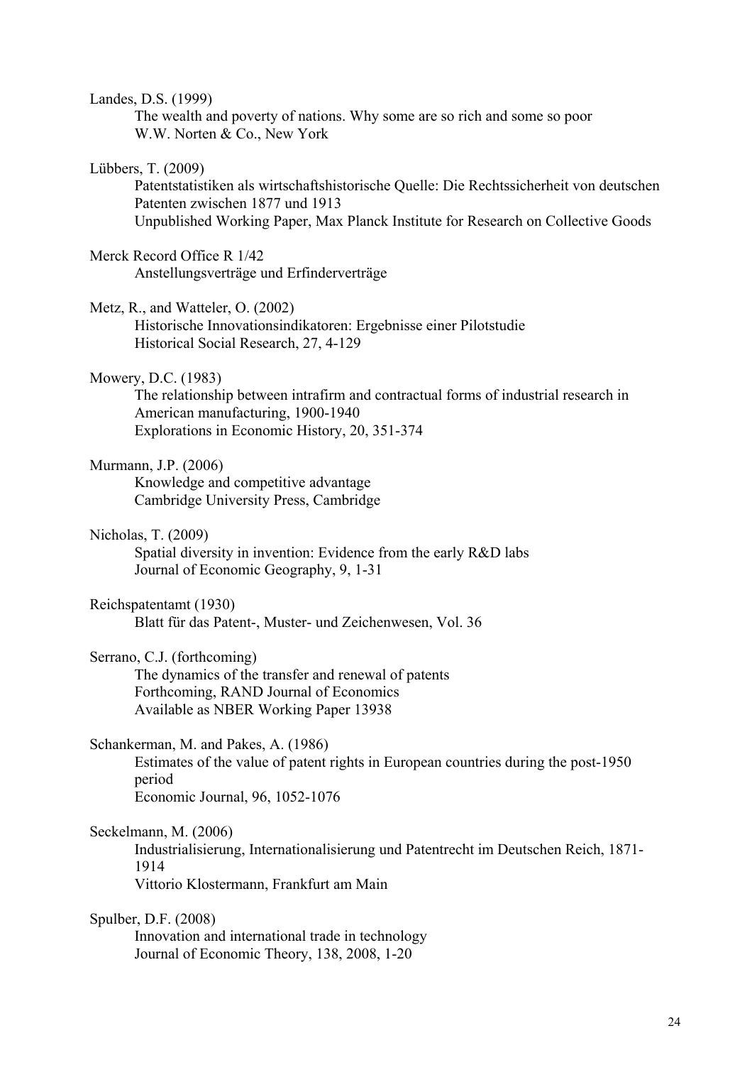Landes, D.S. (1999)
The wealth and poverty of nations. Why some are so rich and some so poor
W.W. Norten & Co., New York

Lübbers, T. (2009)
Patentstatistiken als wirtschaftshistorische Quelle: Die Rechtssicherheit von deutschen Patenten zwischen 1877 und 1913
Unpublished Working Paper, Max Planck Institute for Research on Collective Goods

Merck Record Office R 1/42
Anstellungsverträge und Erfinderverträge

Metz, R., and Watteler, O. (2002)
Historische Innovationsindikatoren: Ergebnisse einer Pilotstudie
Historical Social Research, 27, 4-129

Mowery, D.C. (1983)
The relationship between intrafirm and contractual forms of industrial research in American manufacturing, 1900-1940
Explorations in Economic History, 20, 351-374

Murmann, J.P. (2006)
Knowledge and competitive advantage
Cambridge University Press, Cambridge

Nicholas, T. (2009)
Spatial diversity in invention: Evidence from the early R&D labs
Journal of Economic Geography, 9, 1-31

Reichspatentamt (1930)
Blatt für das Patent-, Muster- und Zeichenwesen, Vol. 36

Serrano, C.J. (forthcoming)
The dynamics of the transfer and renewal of patents
Forthcoming, RAND Journal of Economics
Available as NBER Working Paper 13938

Schankerman, M. and Pakes, A. (1986)
Estimates of the value of patent rights in European countries during the post-1950 period
Economic Journal, 96, 1052-1076

Seckelmann, M. (2006)
Industrialisierung, Internationalisierung und Patentrecht im Deutschen Reich, 1871-1914
Vittorio Klostermann, Frankfurt am Main

Spulber, D.F. (2008)
Innovation and international trade in technology
Journal of Economic Theory, 138, 2008, 1-20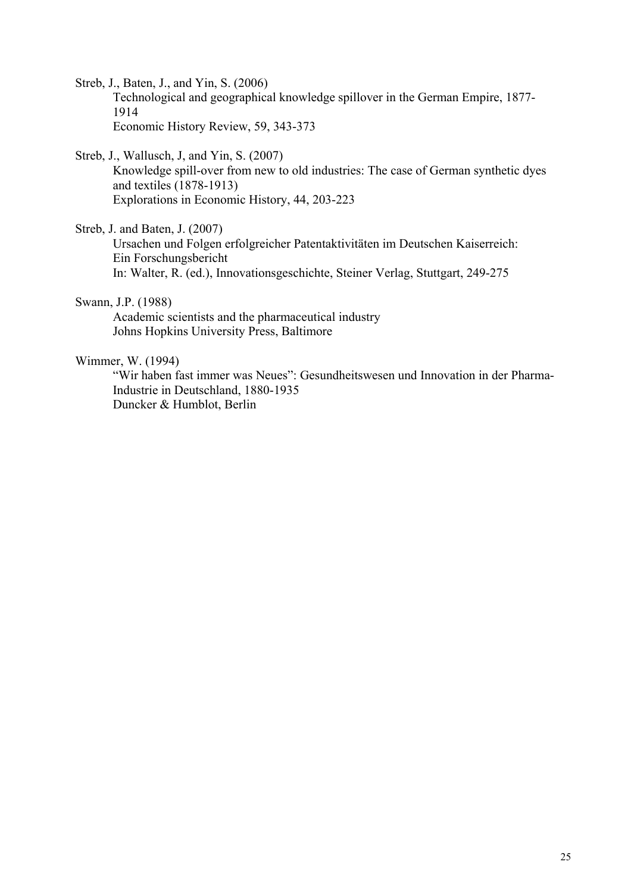Streb, J., Baten, J., and Yin, S. (2006)
Technological and geographical knowledge spillover in the German Empire, 1877-1914
Economic History Review, 59, 343-373

Streb, J., Wallusch, J, and Yin, S. (2007)
Knowledge spill-over from new to old industries: The case of German synthetic dyes and textiles (1878-1913)
Explorations in Economic History, 44, 203-223

Streb, J. and Baten, J. (2007)
Ursachen und Folgen erfolgreicher Patentaktivitäten im Deutschen Kaiserreich: Ein Forschungsbericht
In: Walter, R. (ed.), Innovationsgeschichte, Steiner Verlag, Stuttgart, 249-275

Swann, J.P. (1988)
Academic scientists and the pharmaceutical industry
Johns Hopkins University Press, Baltimore

Wimmer, W. (1994)
"Wir haben fast immer was Neues": Gesundheitswesen und Innovation in der Pharma-Industrie in Deutschland, 1880-1935
Duncker & Humblot, Berlin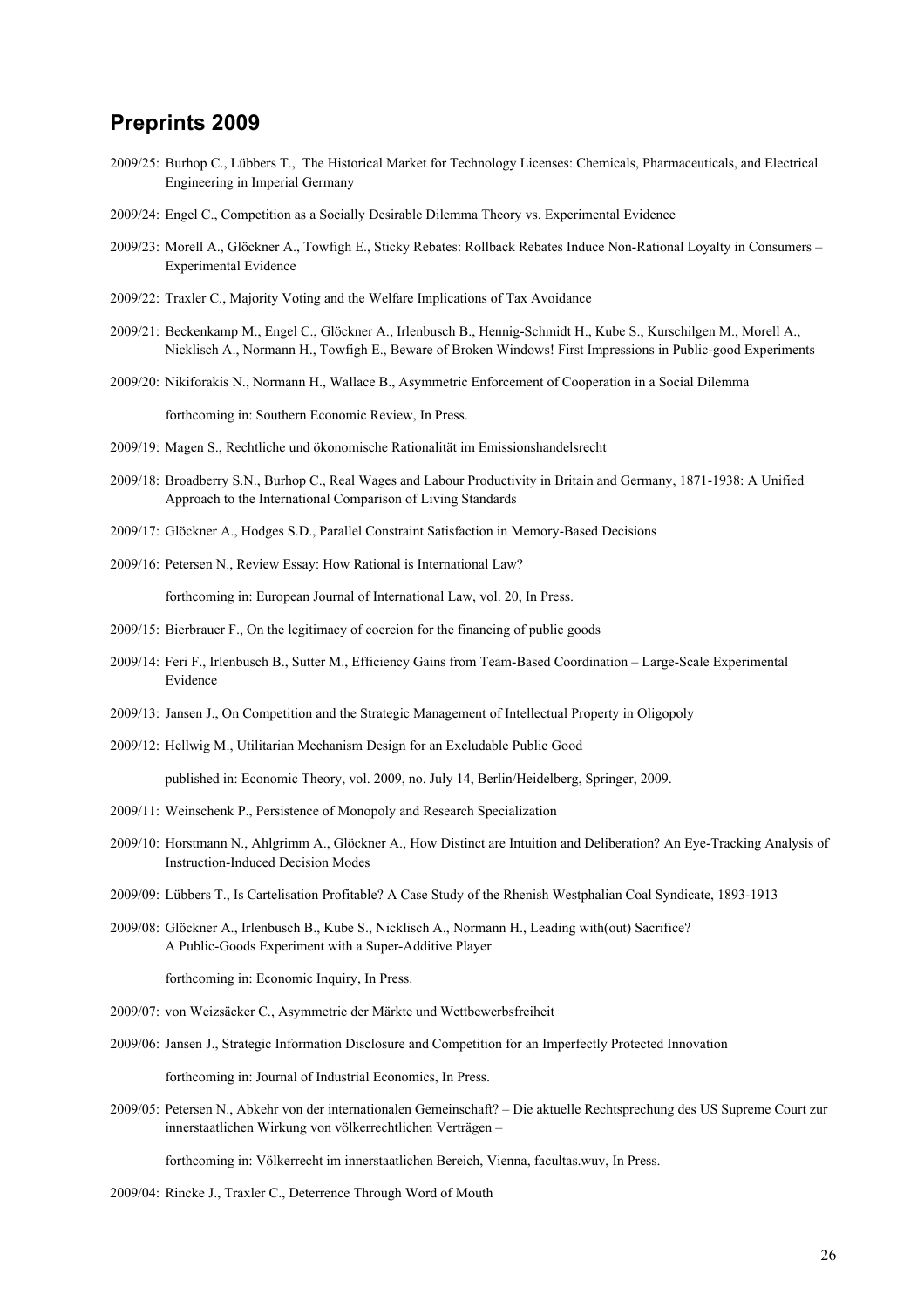## Preprints 2009

2009/25: Burhop C., Lübbers T., The Historical Market for Technology Licenses: Chemicals, Pharmaceuticals, and Electrical Engineering in Imperial Germany

2009/24: Engel C., Competition as a Socially Desirable Dilemma Theory vs. Experimental Evidence

2009/23: Morell A., Glöckner A., Towfigh E., Sticky Rebates: Rollback Rebates Induce Non-Rational Loyalty in Consumers – Experimental Evidence

2009/22: Traxler C., Majority Voting and the Welfare Implications of Tax Avoidance

2009/21: Beckenkamp M., Engel C., Glöckner A., Irlenbusch B., Hennig-Schmidt H., Kube S., Kurschilgen M., Morell A., Nicklisch A., Normann H., Towfigh E., Beware of Broken Windows! First Impressions in Public-good Experiments

2009/20: Nikiforakis N., Normann H., Wallace B., Asymmetric Enforcement of Cooperation in a Social Dilemma

forthcoming in: Southern Economic Review, In Press.

2009/19: Magen S., Rechtliche und ökonomische Rationalität im Emissionshandelsrecht

2009/18: Broadberry S.N., Burhop C., Real Wages and Labour Productivity in Britain and Germany, 1871-1938: A Unified Approach to the International Comparison of Living Standards

2009/17: Glöckner A., Hodges S.D., Parallel Constraint Satisfaction in Memory-Based Decisions

2009/16: Petersen N., Review Essay: How Rational is International Law?

forthcoming in: European Journal of International Law, vol. 20, In Press.

2009/15: Bierbrauer F., On the legitimacy of coercion for the financing of public goods

2009/14: Feri F., Irlenbusch B., Sutter M., Efficiency Gains from Team-Based Coordination – Large-Scale Experimental Evidence

2009/13: Jansen J., On Competition and the Strategic Management of Intellectual Property in Oligopoly

2009/12: Hellwig M., Utilitarian Mechanism Design for an Excludable Public Good

published in: Economic Theory, vol. 2009, no. July 14, Berlin/Heidelberg, Springer, 2009.

2009/11: Weinschenk P., Persistence of Monopoly and Research Specialization

2009/10: Horstmann N., Ahlgrimm A., Glöckner A., How Distinct are Intuition and Deliberation? An Eye-Tracking Analysis of Instruction-Induced Decision Modes

2009/09: Lübbers T., Is Cartelisation Profitable? A Case Study of the Rhenish Westphalian Coal Syndicate, 1893-1913

2009/08: Glöckner A., Irlenbusch B., Kube S., Nicklisch A., Normann H., Leading with(out) Sacrifice? A Public-Goods Experiment with a Super-Additive Player

forthcoming in: Economic Inquiry, In Press.

2009/07: von Weizsäcker C., Asymmetrie der Märkte und Wettbewerbsfreiheit

2009/06: Jansen J., Strategic Information Disclosure and Competition for an Imperfectly Protected Innovation

forthcoming in: Journal of Industrial Economics, In Press.

2009/05: Petersen N., Abkehr von der internationalen Gemeinschaft? – Die aktuelle Rechtsprechung des US Supreme Court zur innerstaatlichen Wirkung von völkerrechtlichen Verträgen –

forthcoming in: Völkerrecht im innerstaatlichen Bereich, Vienna, facultas.wuv, In Press.

2009/04: Rincke J., Traxler C., Deterrence Through Word of Mouth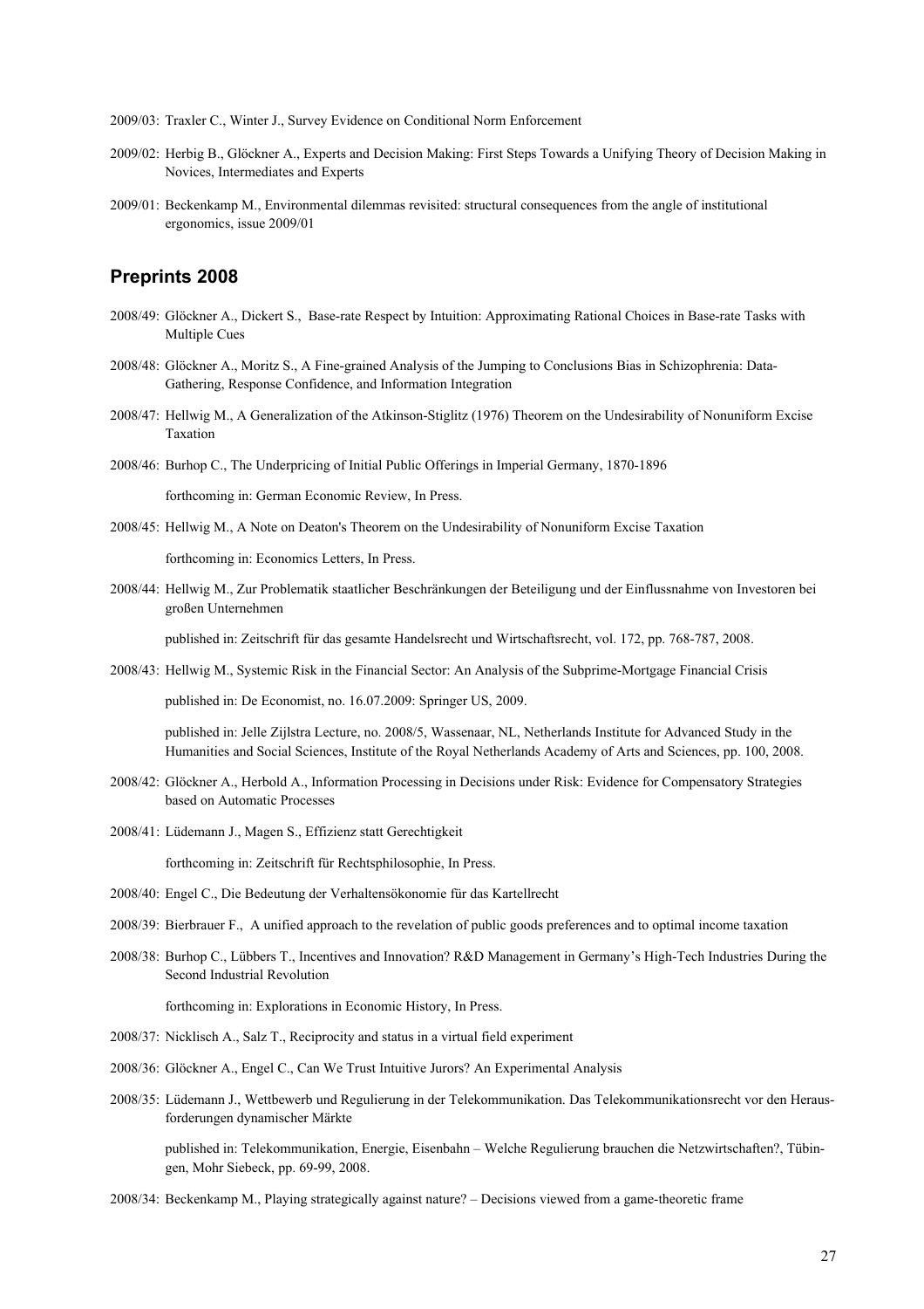2009/03: Traxler C., Winter J., Survey Evidence on Conditional Norm Enforcement

2009/02: Herbig B., Glöckner A., Experts and Decision Making: First Steps Towards a Unifying Theory of Decision Making in Novices, Intermediates and Experts

2009/01: Beckenkamp M., Environmental dilemmas revisited: structural consequences from the angle of institutional ergonomics, issue 2009/01

## Preprints 2008

2008/49: Glöckner A., Dickert S., Base-rate Respect by Intuition: Approximating Rational Choices in Base-rate Tasks with Multiple Cues

2008/48: Glöckner A., Moritz S., A Fine-grained Analysis of the Jumping to Conclusions Bias in Schizophrenia: Data-Gathering, Response Confidence, and Information Integration

2008/47: Hellwig M., A Generalization of the Atkinson-Stiglitz (1976) Theorem on the Undesirability of Nonuniform Excise Taxation

2008/46: Burhop C., The Underpricing of Initial Public Offerings in Imperial Germany, 1870-1896

forthcoming in: German Economic Review, In Press.

2008/45: Hellwig M., A Note on Deaton's Theorem on the Undesirability of Nonuniform Excise Taxation

forthcoming in: Economics Letters, In Press.

2008/44: Hellwig M., Zur Problematik staatlicher Beschränkungen der Beteiligung und der Einflussnahme von Investoren bei großen Unternehmen

published in: Zeitschrift für das gesamte Handelsrecht und Wirtschaftsrecht, vol. 172, pp. 768-787, 2008.

2008/43: Hellwig M., Systemic Risk in the Financial Sector: An Analysis of the Subprime-Mortgage Financial Crisis

published in: De Economist, no. 16.07.2009: Springer US, 2009.

published in: Jelle Zijlstra Lecture, no. 2008/5, Wassenaar, NL, Netherlands Institute for Advanced Study in the Humanities and Social Sciences, Institute of the Royal Netherlands Academy of Arts and Sciences, pp. 100, 2008.

2008/42: Glöckner A., Herbold A., Information Processing in Decisions under Risk: Evidence for Compensatory Strategies based on Automatic Processes

2008/41: Lüdemann J., Magen S., Effizienz statt Gerechtigkeit

forthcoming in: Zeitschrift für Rechtsphilosophie, In Press.

2008/40: Engel C., Die Bedeutung der Verhaltensökonomie für das Kartellrecht

2008/39: Bierbrauer F., A unified approach to the revelation of public goods preferences and to optimal income taxation

2008/38: Burhop C., Lübbers T., Incentives and Innovation? R&D Management in Germany's High-Tech Industries During the Second Industrial Revolution

forthcoming in: Explorations in Economic History, In Press.

2008/37: Nicklisch A., Salz T., Reciprocity and status in a virtual field experiment

2008/36: Glöckner A., Engel C., Can We Trust Intuitive Jurors? An Experimental Analysis

2008/35: Lüdemann J., Wettbewerb und Regulierung in der Telekommunikation. Das Telekommunikationsrecht vor den Herausforderungen dynamischer Märkte

published in: Telekommunikation, Energie, Eisenbahn – Welche Regulierung brauchen die Netzwirtschaften?, Tübingen, Mohr Siebeck, pp. 69-99, 2008.

2008/34: Beckenkamp M., Playing strategically against nature? – Decisions viewed from a game-theoretic frame